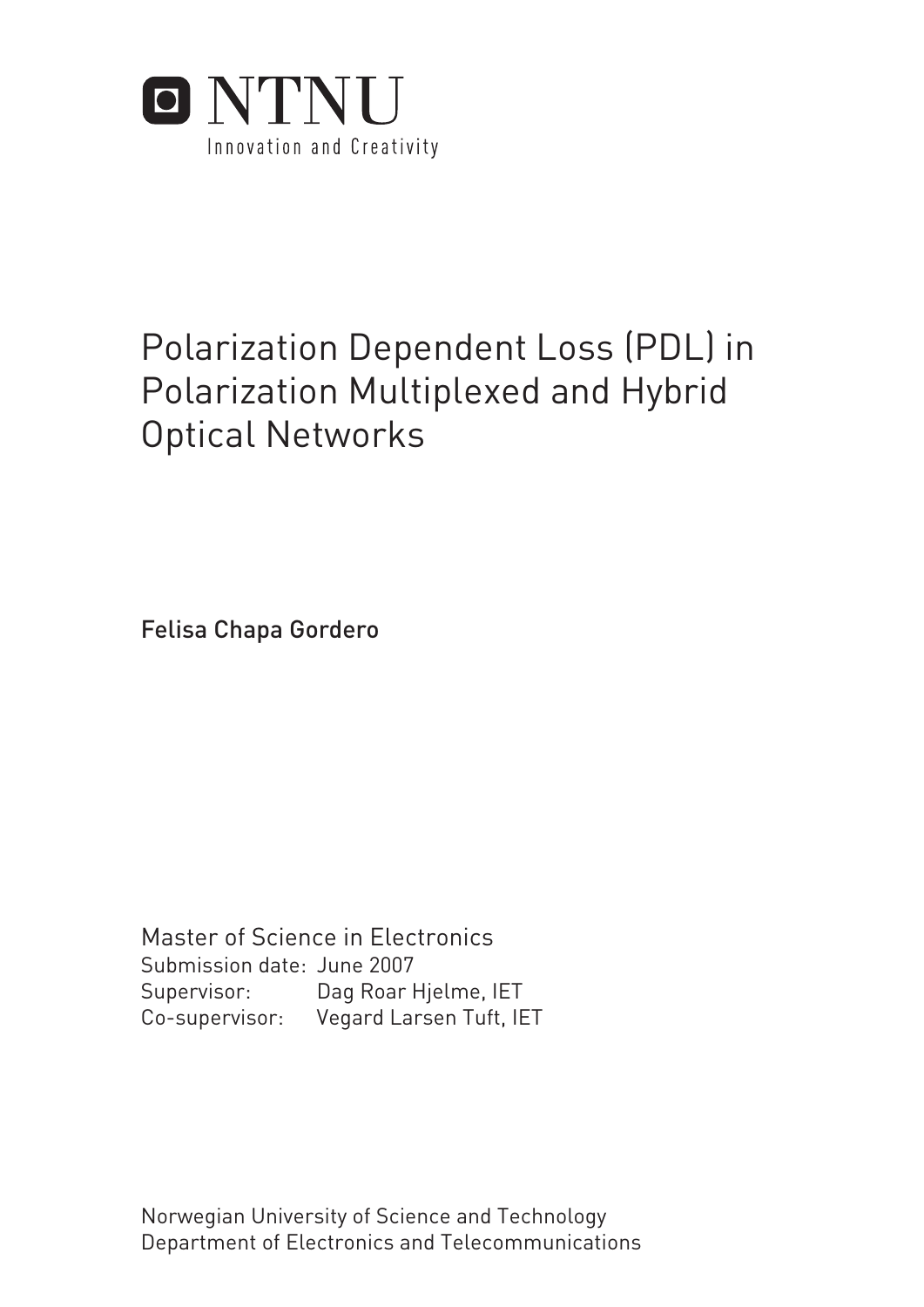NTNU

Innovation and Creativity

# Polarization Dependent Loss (PDL) in Polarization Multiplexed and Hybrid Optical Networks

Felisa Chapa Gordero

Master of Science in Electronics
Submission date: June 2007
Supervisor: Dag Roar Hjelme, IET
Co-supervisor: Vegard Larsen Tuft, IET

Norwegian University of Science and Technology
Department of Electronics and Telecommunications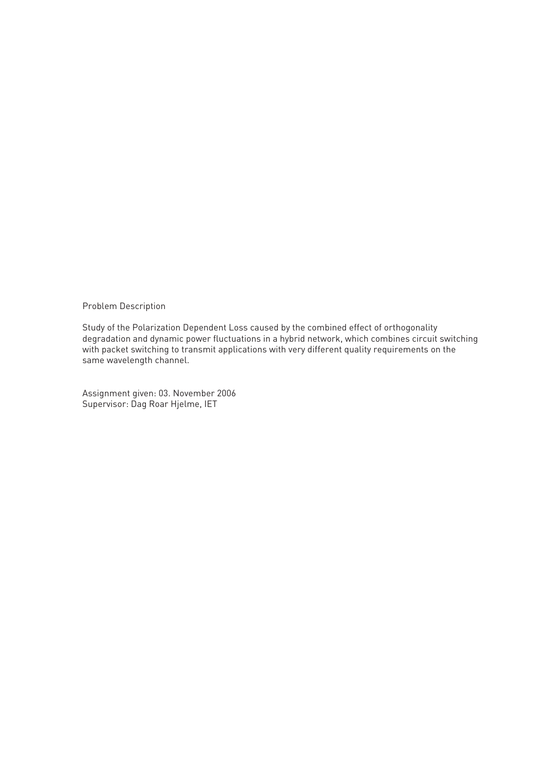Problem Description

Study of the Polarization Dependent Loss caused by the combined effect of orthogonality degradation and dynamic power fluctuations in a hybrid network, which combines circuit switching with packet switching to transmit applications with very different quality requirements on the same wavelength channel.

Assignment given: 03. November 2006
Supervisor: Dag Roar Hjelme, IET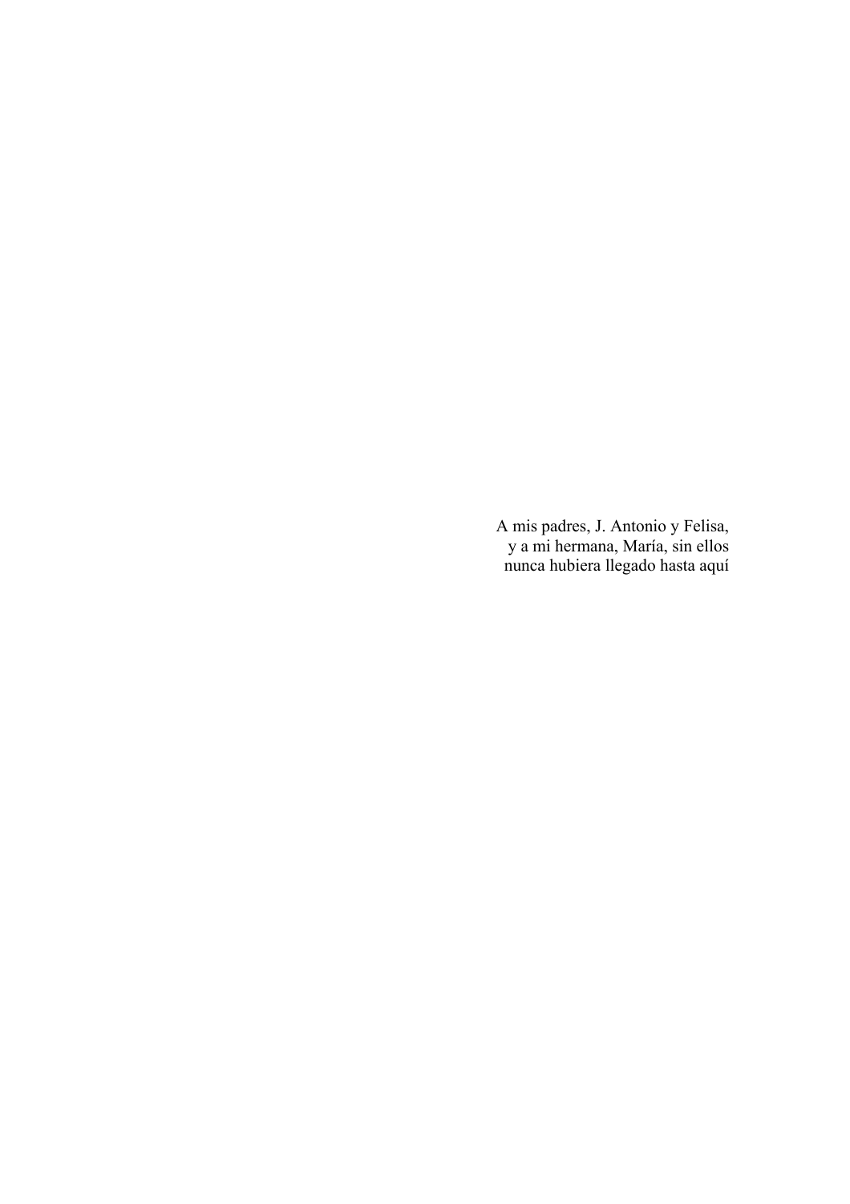A mis padres, J. Antonio y Felisa,
y a mi hermana, María, sin ellos
nunca hubiera llegado hasta aquí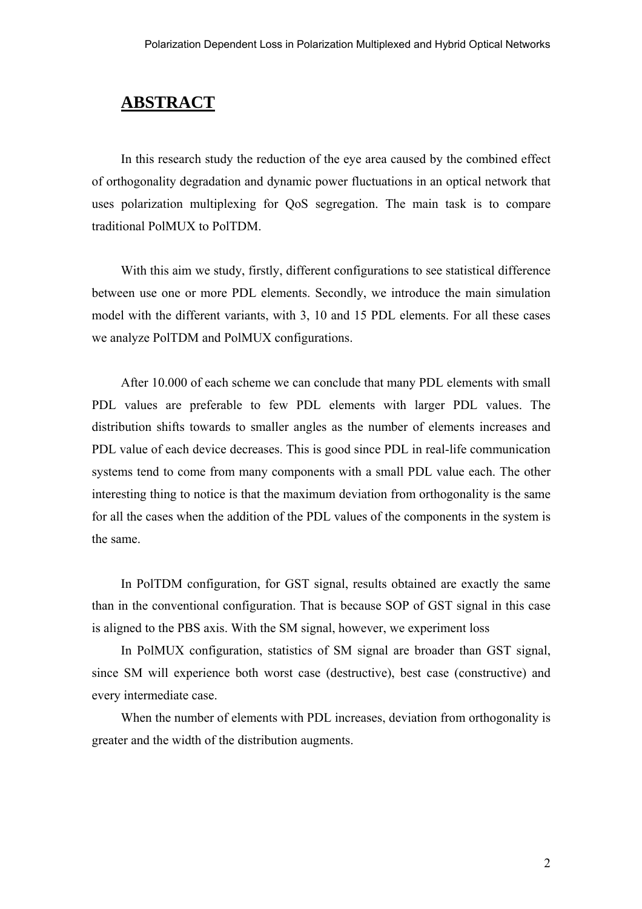# ABSTRACT

In this research study the reduction of the eye area caused by the combined effect of orthogonality degradation and dynamic power fluctuations in an optical network that uses polarization multiplexing for QoS segregation. The main task is to compare traditional PolMUX to PolTDM.

With this aim we study, firstly, different configurations to see statistical difference between use one or more PDL elements. Secondly, we introduce the main simulation model with the different variants, with 3, 10 and 15 PDL elements. For all these cases we analyze PolTDM and PolMUX configurations.

After 10.000 of each scheme we can conclude that many PDL elements with small PDL values are preferable to few PDL elements with larger PDL values. The distribution shifts towards to smaller angles as the number of elements increases and PDL value of each device decreases. This is good since PDL in real-life communication systems tend to come from many components with a small PDL value each. The other interesting thing to notice is that the maximum deviation from orthogonality is the same for all the cases when the addition of the PDL values of the components in the system is the same.

In PolTDM configuration, for GST signal, results obtained are exactly the same than in the conventional configuration. That is because SOP of GST signal in this case is aligned to the PBS axis. With the SM signal, however, we experiment loss

In PolMUX configuration, statistics of SM signal are broader than GST signal, since SM will experience both worst case (destructive), best case (constructive) and every intermediate case.

When the number of elements with PDL increases, deviation from orthogonality is greater and the width of the distribution augments.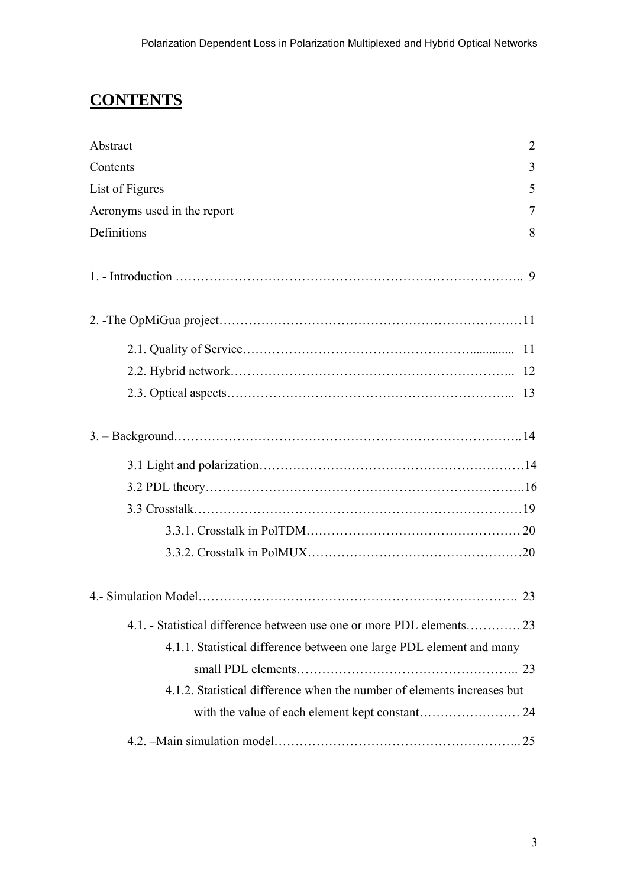# CONTENTS

| | |
|---|---|
| Abstract | 2 |
| Contents | 3 |
| List of Figures | 5 |
| Acronyms used in the report | 7 |
| Definitions | 8 |

1. - Introduction …………………………………………………………………….. 9

2. -The OpMiGua project………………………………………………………………11

    2.1. Quality of Service………………………………………….............. 11
    2.2. Hybrid network………………………………………………………….. 12
    2.3. Optical aspects………………………………………………………... 13

3. – Background………………………………………………………………………..14

    3.1 Light and polarization……………………………………………………14
    3.2 PDL theory………………………………………………………………….16
    3.3 Crosstalk……………………………………………………………………19
        3.3.1. Crosstalk in PolTDM…………………………………………… 20
        3.3.2. Crosstalk in PolMUX……………………………………………20

4.- Simulation Model…………………………………………………………………. 23

    4.1. - Statistical difference between use one or more PDL elements…………. 23
        4.1.1. Statistical difference between one large PDL element and many small PDL elements…………………………………………….. 23
        4.1.2. Statistical difference when the number of elements increases but with the value of each element kept constant…………………… 24
    4.2. –Main simulation model……………………………………………….. 25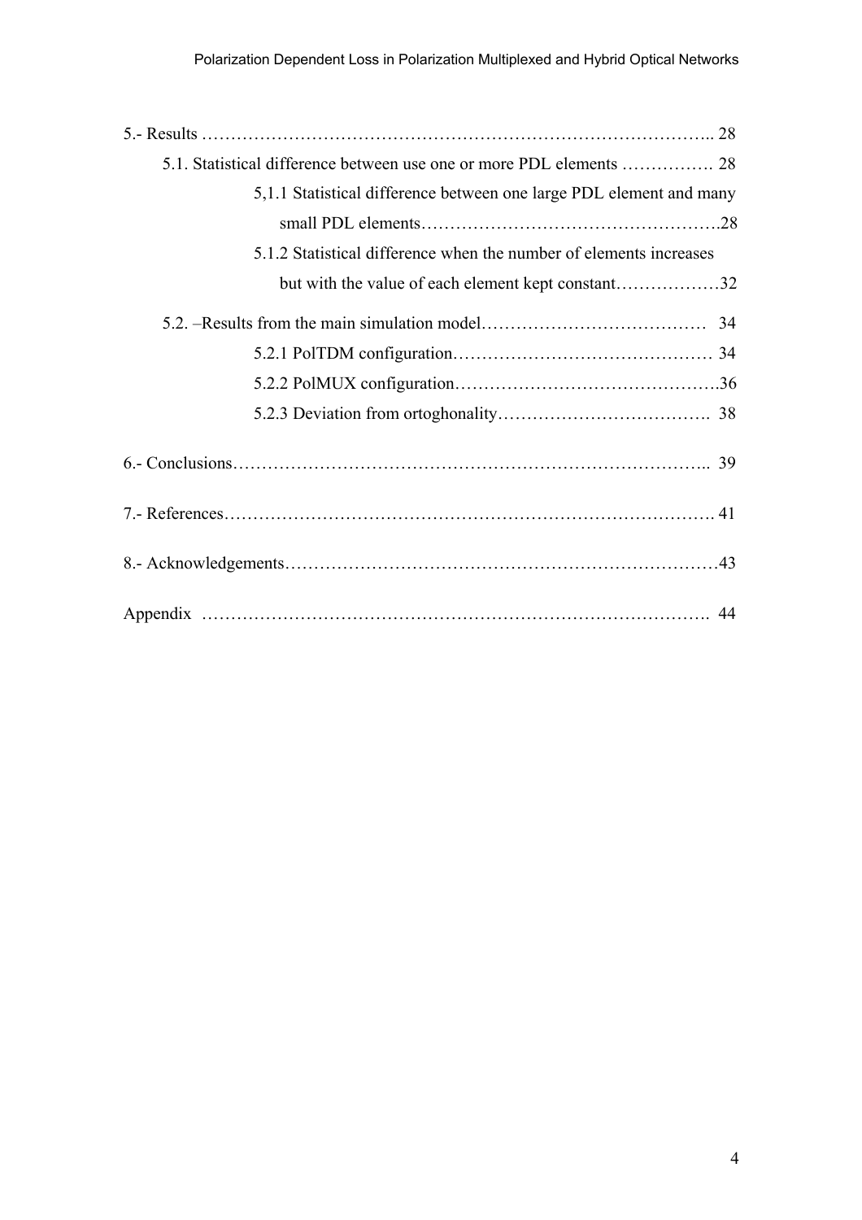5.- Results ……………………………………………………………………………….. 28

  5.1. Statistical difference between use one or more PDL elements ……………. 28

    5,1.1 Statistical difference between one large PDL element and many small PDL elements…………………………………………….28

    5.1.2 Statistical difference when the number of elements increases but with the value of each element kept constant………………32

  5.2. –Results from the main simulation model………………………………… 34

    5.2.1 PolTDM configuration……………………………………… 34

    5.2.2 PolMUX configuration………………………………………36

    5.2.3 Deviation from ortoghonality………………………………. 38

6.- Conclusions………………………………………………………………………….. 39

7.- References………………………………………………………………………. 41

8.- Acknowledgements…………………………………………………………………43

Appendix ……………………………………………………………………………. 44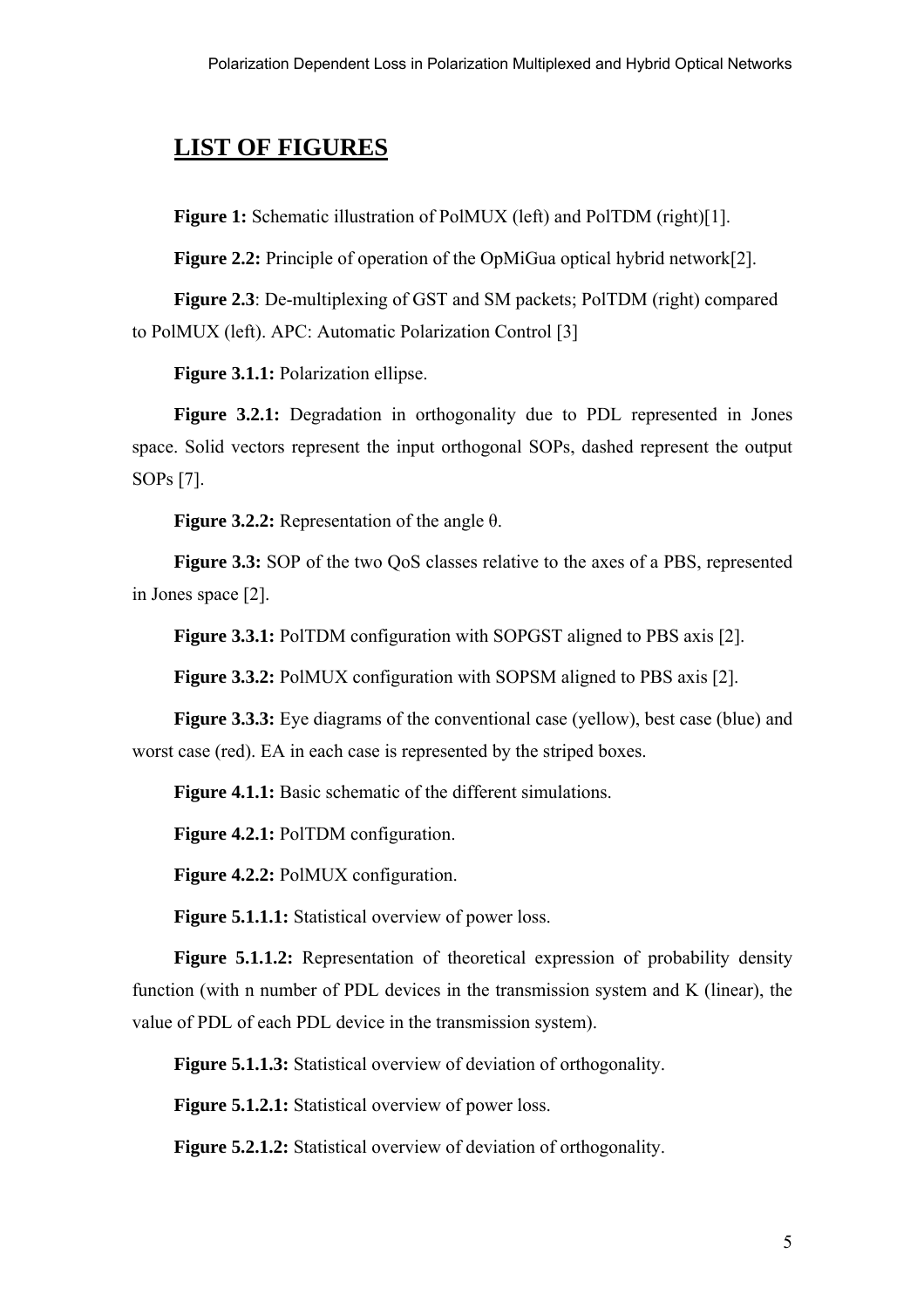## LIST OF FIGURES

**Figure 1:** Schematic illustration of PolMUX (left) and PolTDM (right)[1].

**Figure 2.2:** Principle of operation of the OpMiGua optical hybrid network[2].

**Figure 2.3**: De-multiplexing of GST and SM packets; PolTDM (right) compared to PolMUX (left). APC: Automatic Polarization Control [3]

**Figure 3.1.1:** Polarization ellipse.

**Figure 3.2.1:** Degradation in orthogonality due to PDL represented in Jones space. Solid vectors represent the input orthogonal SOPs, dashed represent the output SOPs [7].

**Figure 3.2.2:** Representation of the angle θ.

**Figure 3.3:** SOP of the two QoS classes relative to the axes of a PBS, represented in Jones space [2].

**Figure 3.3.1:** PolTDM configuration with SOPGST aligned to PBS axis [2].

**Figure 3.3.2:** PolMUX configuration with SOPSM aligned to PBS axis [2].

**Figure 3.3.3:** Eye diagrams of the conventional case (yellow), best case (blue) and worst case (red). EA in each case is represented by the striped boxes.

**Figure 4.1.1:** Basic schematic of the different simulations.

**Figure 4.2.1:** PolTDM configuration.

**Figure 4.2.2:** PolMUX configuration.

**Figure 5.1.1.1:** Statistical overview of power loss.

**Figure 5.1.1.2:** Representation of theoretical expression of probability density function (with n number of PDL devices in the transmission system and K (linear), the value of PDL of each PDL device in the transmission system).

**Figure 5.1.1.3:** Statistical overview of deviation of orthogonality.

**Figure 5.1.2.1:** Statistical overview of power loss.

**Figure 5.2.1.2:** Statistical overview of deviation of orthogonality.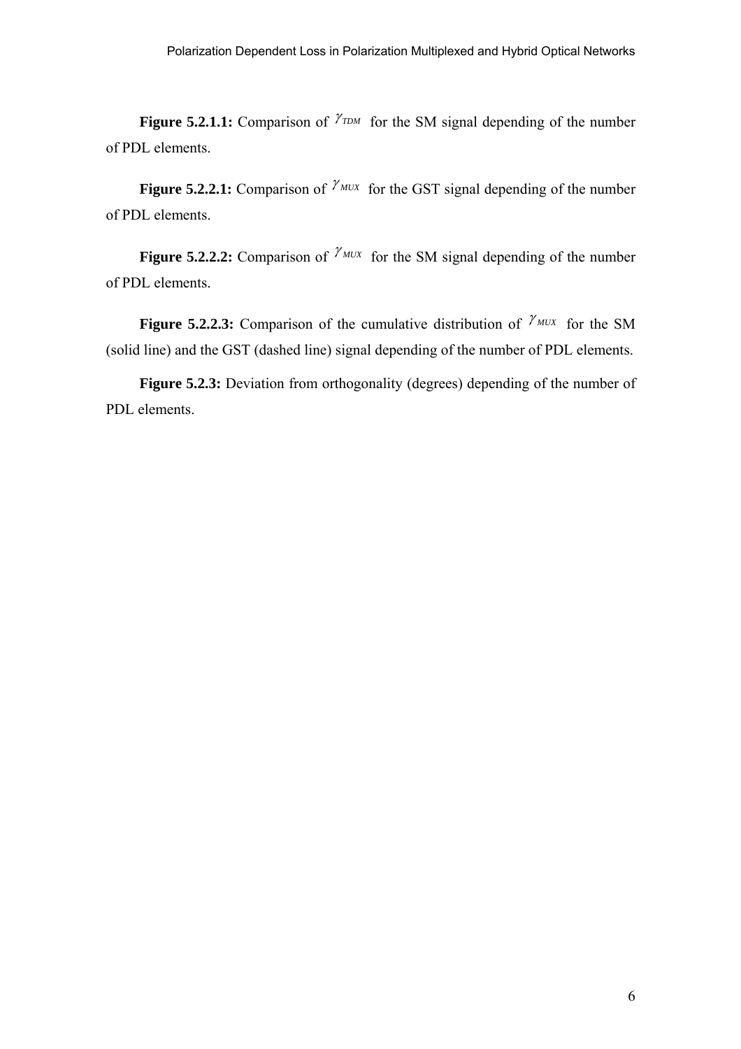**Figure 5.2.1.1:** Comparison of $\gamma_{TDM}$ for the SM signal depending of the number of PDL elements.

**Figure 5.2.2.1:** Comparison of $\gamma_{MUX}$ for the GST signal depending of the number of PDL elements.

**Figure 5.2.2.2:** Comparison of $\gamma_{MUX}$ for the SM signal depending of the number of PDL elements.

**Figure 5.2.2.3:** Comparison of the cumulative distribution of $\gamma_{MUX}$ for the SM (solid line) and the GST (dashed line) signal depending of the number of PDL elements.

**Figure 5.2.3:** Deviation from orthogonality (degrees) depending of the number of PDL elements.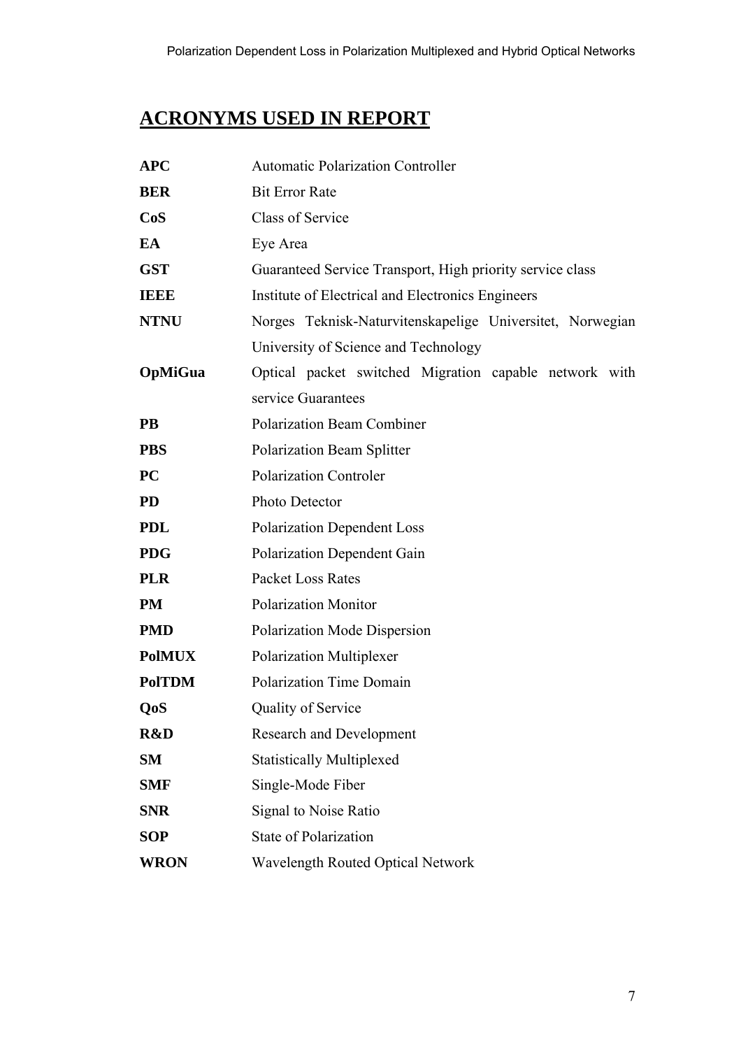# ACRONYMS USED IN REPORT

| | |
|---|---|
| **APC** | Automatic Polarization Controller |
| **BER** | Bit Error Rate |
| **CoS** | Class of Service |
| **EA** | Eye Area |
| **GST** | Guaranteed Service Transport, High priority service class |
| **IEEE** | Institute of Electrical and Electronics Engineers |
| **NTNU** | Norges Teknisk-Naturvitenskapelige Universitet, Norwegian University of Science and Technology |
| **OpMiGua** | Optical packet switched Migration capable network with service Guarantees |
| **PB** | Polarization Beam Combiner |
| **PBS** | Polarization Beam Splitter |
| **PC** | Polarization Controler |
| **PD** | Photo Detector |
| **PDL** | Polarization Dependent Loss |
| **PDG** | Polarization Dependent Gain |
| **PLR** | Packet Loss Rates |
| **PM** | Polarization Monitor |
| **PMD** | Polarization Mode Dispersion |
| **PolMUX** | Polarization Multiplexer |
| **PolTDM** | Polarization Time Domain |
| **QoS** | Quality of Service |
| **R&D** | Research and Development |
| **SM** | Statistically Multiplexed |
| **SMF** | Single-Mode Fiber |
| **SNR** | Signal to Noise Ratio |
| **SOP** | State of Polarization |
| **WRON** | Wavelength Routed Optical Network |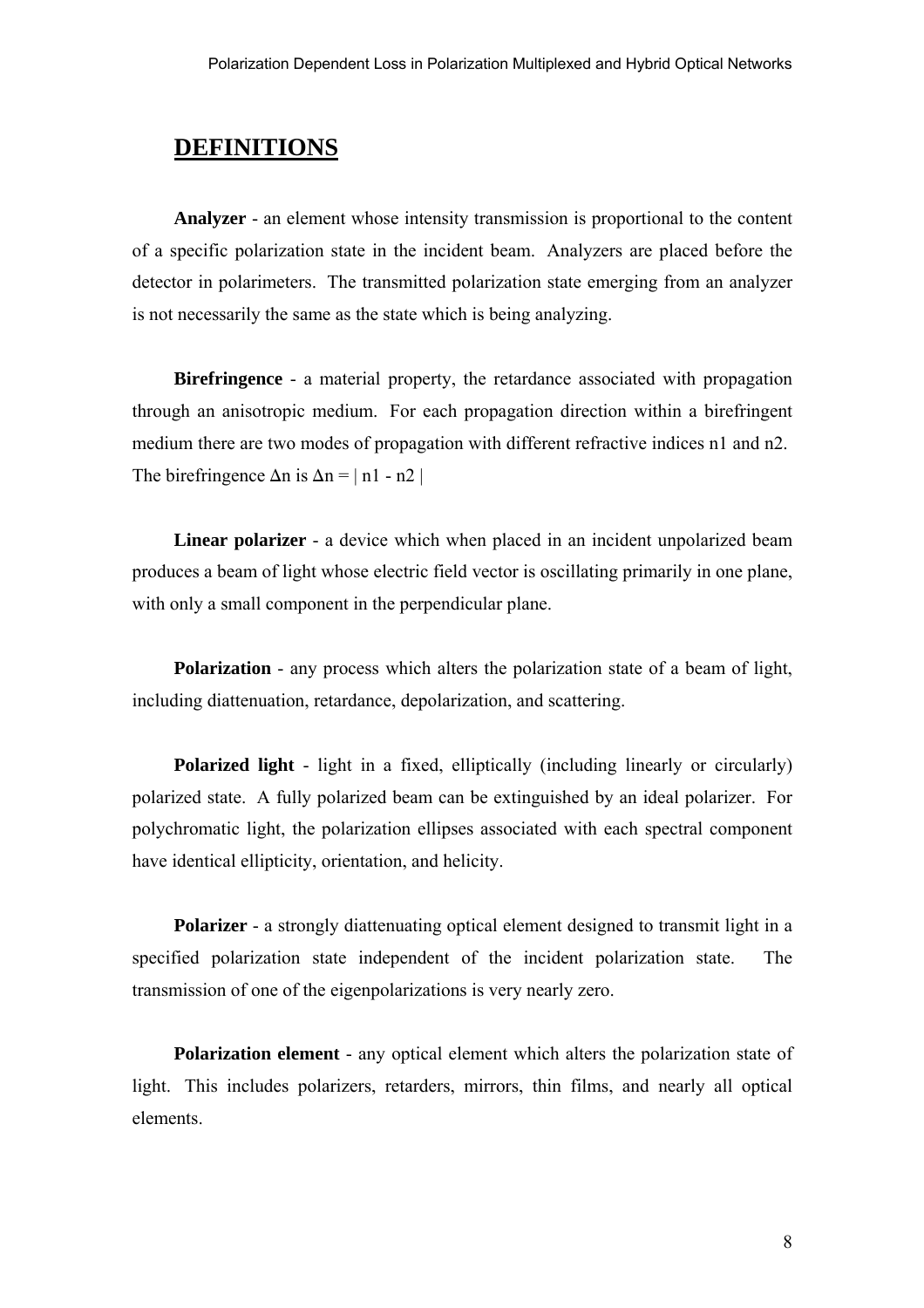# DEFINITIONS

**Analyzer** - an element whose intensity transmission is proportional to the content of a specific polarization state in the incident beam. Analyzers are placed before the detector in polarimeters. The transmitted polarization state emerging from an analyzer is not necessarily the same as the state which is being analyzing.

**Birefringence** - a material property, the retardance associated with propagation through an anisotropic medium. For each propagation direction within a birefringent medium there are two modes of propagation with different refractive indices n1 and n2. The birefringence $\Delta n$ is $\Delta n = | n1 - n2 |$

**Linear polarizer** - a device which when placed in an incident unpolarized beam produces a beam of light whose electric field vector is oscillating primarily in one plane, with only a small component in the perpendicular plane.

**Polarization** - any process which alters the polarization state of a beam of light, including diattenuation, retardance, depolarization, and scattering.

**Polarized light** - light in a fixed, elliptically (including linearly or circularly) polarized state. A fully polarized beam can be extinguished by an ideal polarizer. For polychromatic light, the polarization ellipses associated with each spectral component have identical ellipticity, orientation, and helicity.

**Polarizer** - a strongly diattenuating optical element designed to transmit light in a specified polarization state independent of the incident polarization state. The transmission of one of the eigenpolarizations is very nearly zero.

**Polarization element** - any optical element which alters the polarization state of light. This includes polarizers, retarders, mirrors, thin films, and nearly all optical elements.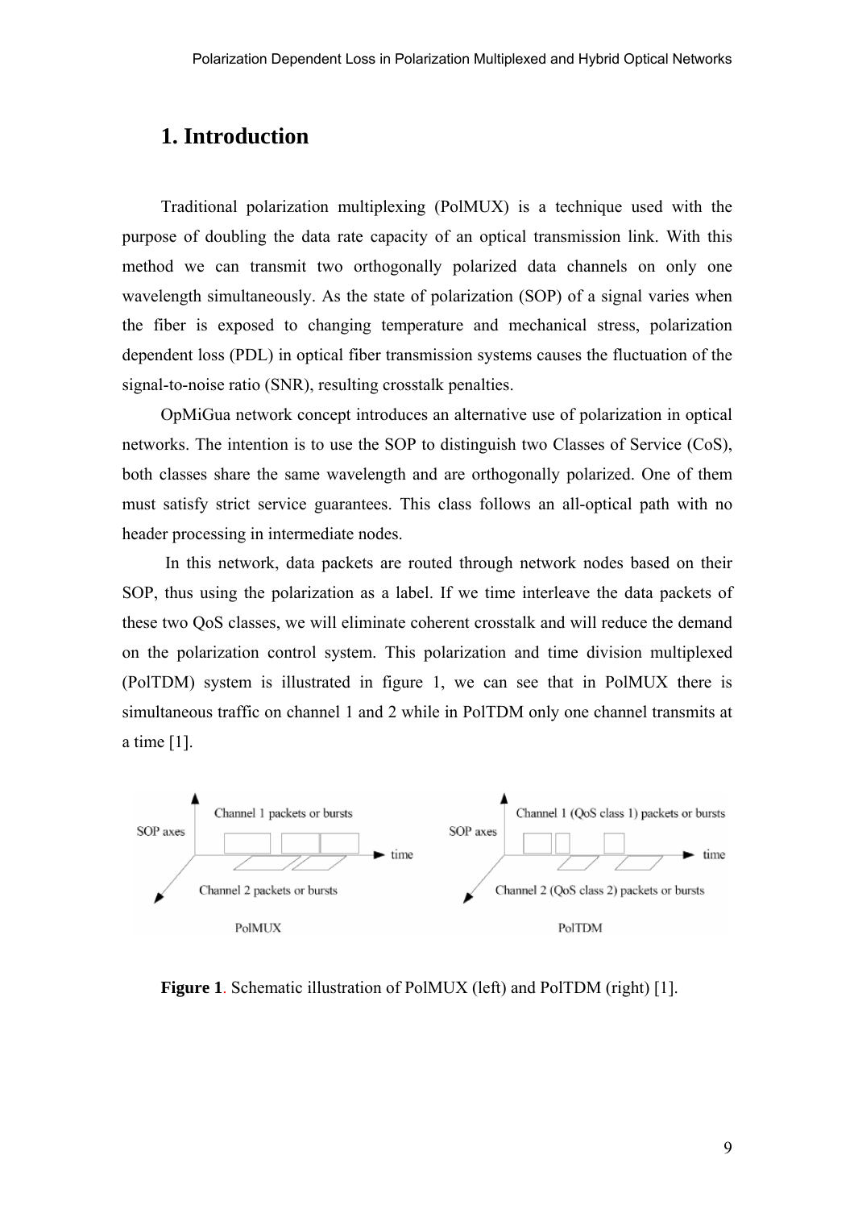## 1. Introduction

Traditional polarization multiplexing (PolMUX) is a technique used with the purpose of doubling the data rate capacity of an optical transmission link. With this method we can transmit two orthogonally polarized data channels on only one wavelength simultaneously. As the state of polarization (SOP) of a signal varies when the fiber is exposed to changing temperature and mechanical stress, polarization dependent loss (PDL) in optical fiber transmission systems causes the fluctuation of the signal-to-noise ratio (SNR), resulting crosstalk penalties.

OpMiGua network concept introduces an alternative use of polarization in optical networks. The intention is to use the SOP to distinguish two Classes of Service (CoS), both classes share the same wavelength and are orthogonally polarized. One of them must satisfy strict service guarantees. This class follows an all-optical path with no header processing in intermediate nodes.

In this network, data packets are routed through network nodes based on their SOP, thus using the polarization as a label. If we time interleave the data packets of these two QoS classes, we will eliminate coherent crosstalk and will reduce the demand on the polarization control system. This polarization and time division multiplexed (PolTDM) system is illustrated in figure 1, we can see that in PolMUX there is simultaneous traffic on channel 1 and 2 while in PolTDM only one channel transmits at a time [1].

**Figure 1**. Schematic illustration of PolMUX (left) and PolTDM (right) [1].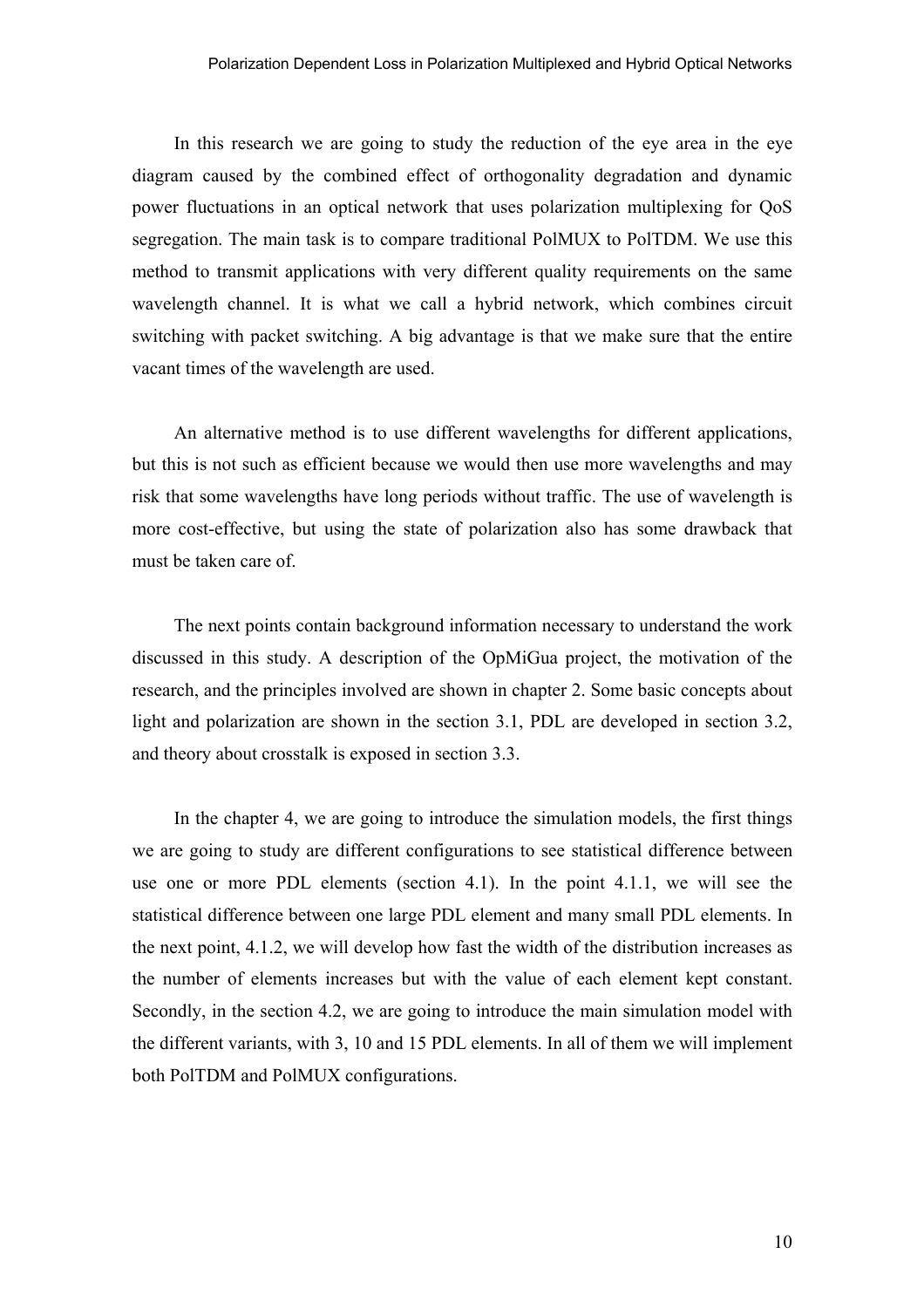In this research we are going to study the reduction of the eye area in the eye diagram caused by the combined effect of orthogonality degradation and dynamic power fluctuations in an optical network that uses polarization multiplexing for QoS segregation. The main task is to compare traditional PolMUX to PolTDM. We use this method to transmit applications with very different quality requirements on the same wavelength channel. It is what we call a hybrid network, which combines circuit switching with packet switching. A big advantage is that we make sure that the entire vacant times of the wavelength are used.

An alternative method is to use different wavelengths for different applications, but this is not such as efficient because we would then use more wavelengths and may risk that some wavelengths have long periods without traffic. The use of wavelength is more cost-effective, but using the state of polarization also has some drawback that must be taken care of.

The next points contain background information necessary to understand the work discussed in this study. A description of the OpMiGua project, the motivation of the research, and the principles involved are shown in chapter 2. Some basic concepts about light and polarization are shown in the section 3.1, PDL are developed in section 3.2, and theory about crosstalk is exposed in section 3.3.

In the chapter 4, we are going to introduce the simulation models, the first things we are going to study are different configurations to see statistical difference between use one or more PDL elements (section 4.1). In the point 4.1.1, we will see the statistical difference between one large PDL element and many small PDL elements. In the next point, 4.1.2, we will develop how fast the width of the distribution increases as the number of elements increases but with the value of each element kept constant. Secondly, in the section 4.2, we are going to introduce the main simulation model with the different variants, with 3, 10 and 15 PDL elements. In all of them we will implement both PolTDM and PolMUX configurations.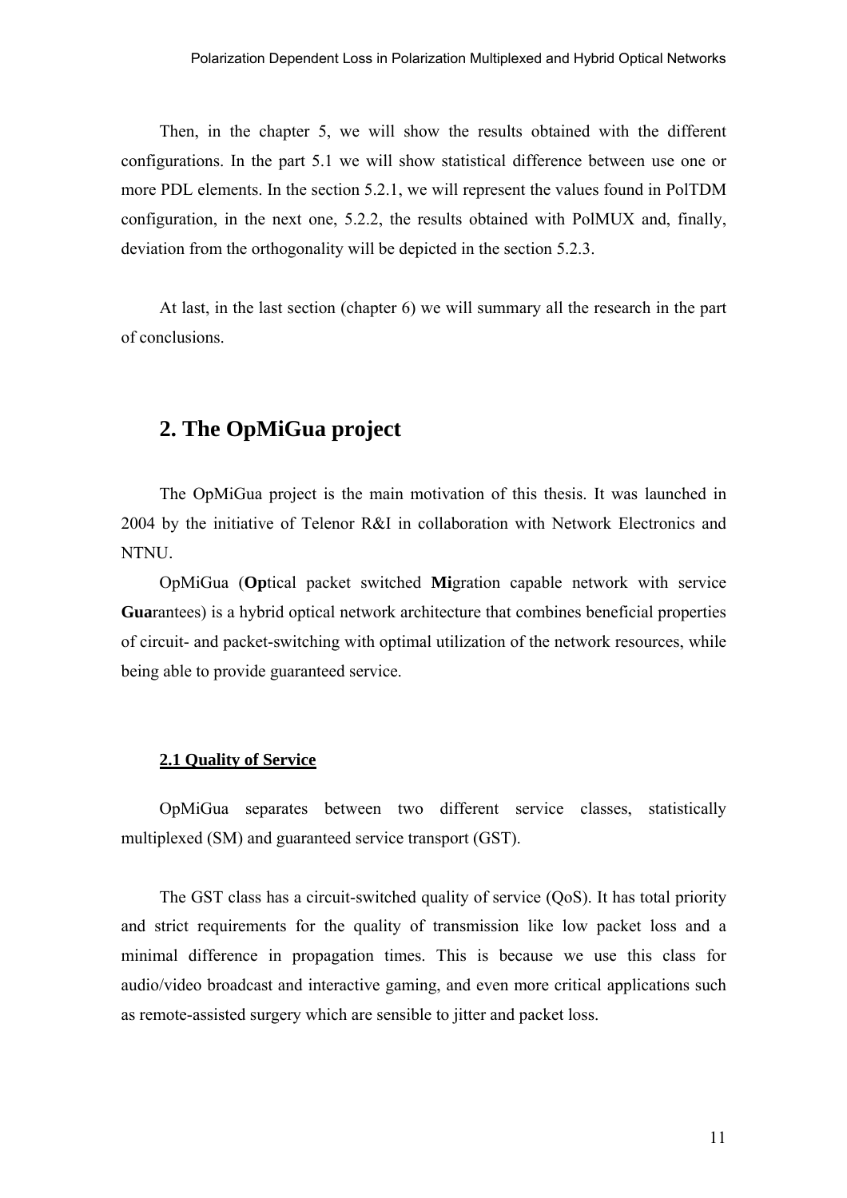Then, in the chapter 5, we will show the results obtained with the different configurations. In the part 5.1 we will show statistical difference between use one or more PDL elements. In the section 5.2.1, we will represent the values found in PolTDM configuration, in the next one, 5.2.2, the results obtained with PolMUX and, finally, deviation from the orthogonality will be depicted in the section 5.2.3.

At last, in the last section (chapter 6) we will summary all the research in the part of conclusions.

# 2. The OpMiGua project

The OpMiGua project is the main motivation of this thesis. It was launched in 2004 by the initiative of Telenor R&I in collaboration with Network Electronics and NTNU.

OpMiGua (**Op**tical packet switched **Mi**gration capable network with service **Gua**rantees) is a hybrid optical network architecture that combines beneficial properties of circuit- and packet-switching with optimal utilization of the network resources, while being able to provide guaranteed service.

## 2.1 Quality of Service

OpMiGua separates between two different service classes, statistically multiplexed (SM) and guaranteed service transport (GST).

The GST class has a circuit-switched quality of service (QoS). It has total priority and strict requirements for the quality of transmission like low packet loss and a minimal difference in propagation times. This is because we use this class for audio/video broadcast and interactive gaming, and even more critical applications such as remote-assisted surgery which are sensible to jitter and packet loss.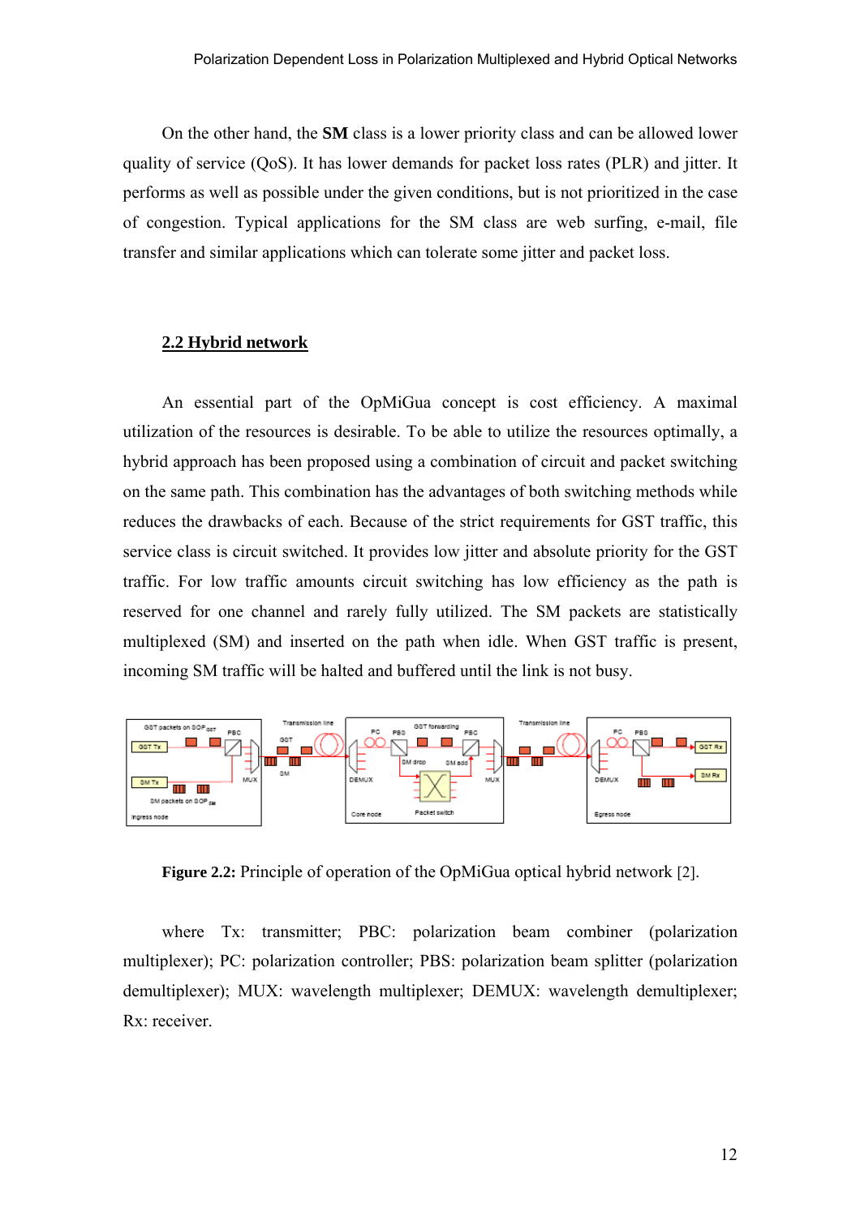On the other hand, the **SM** class is a lower priority class and can be allowed lower quality of service (QoS). It has lower demands for packet loss rates (PLR) and jitter. It performs as well as possible under the given conditions, but is not prioritized in the case of congestion. Typical applications for the SM class are web surfing, e-mail, file transfer and similar applications which can tolerate some jitter and packet loss.

## 2.2 Hybrid network

An essential part of the OpMiGua concept is cost efficiency. A maximal utilization of the resources is desirable. To be able to utilize the resources optimally, a hybrid approach has been proposed using a combination of circuit and packet switching on the same path. This combination has the advantages of both switching methods while reduces the drawbacks of each. Because of the strict requirements for GST traffic, this service class is circuit switched. It provides low jitter and absolute priority for the GST traffic. For low traffic amounts circuit switching has low efficiency as the path is reserved for one channel and rarely fully utilized. The SM packets are statistically multiplexed (SM) and inserted on the path when idle. When GST traffic is present, incoming SM traffic will be halted and buffered until the link is not busy.

**Figure 2.2:** Principle of operation of the OpMiGua optical hybrid network [2].

where Tx: transmitter; PBC: polarization beam combiner (polarization multiplexer); PC: polarization controller; PBS: polarization beam splitter (polarization demultiplexer); MUX: wavelength multiplexer; DEMUX: wavelength demultiplexer; Rx: receiver.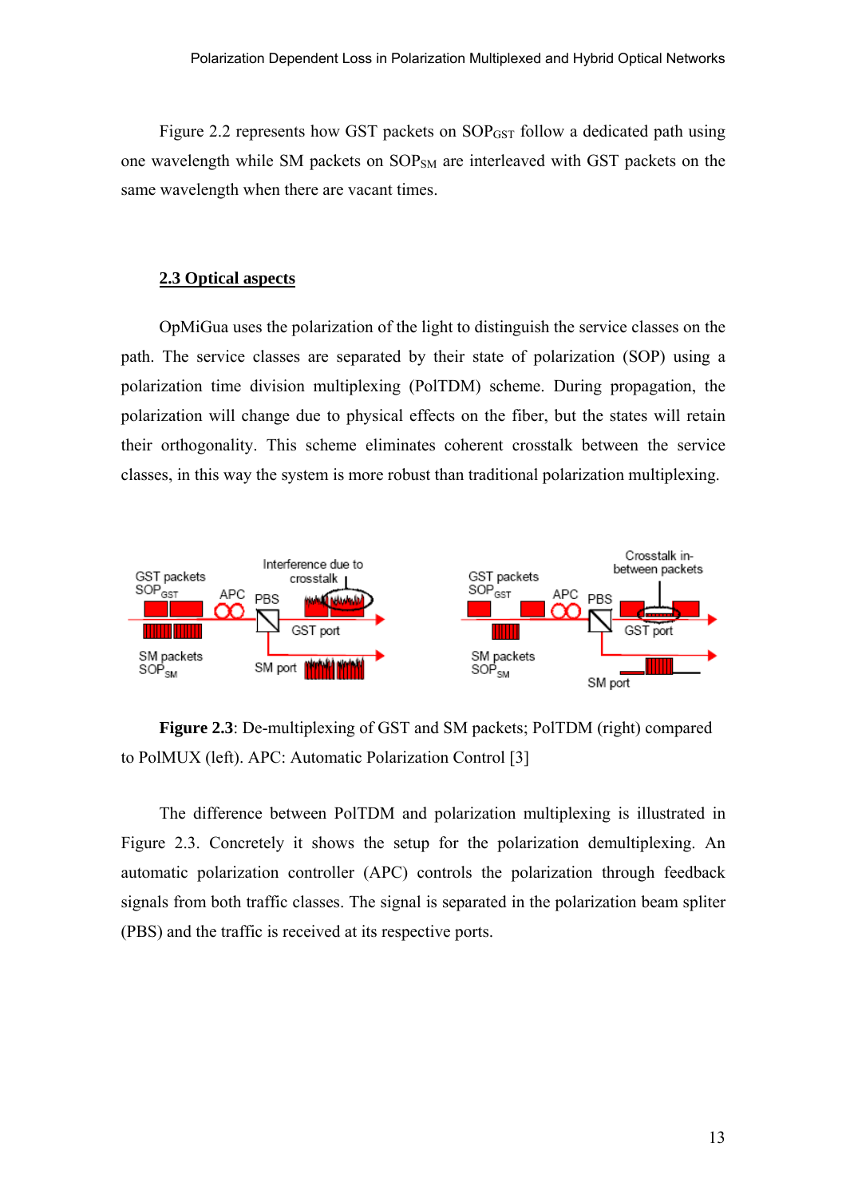Figure 2.2 represents how GST packets on $SOP_{GST}$ follow a dedicated path using one wavelength while SM packets on $SOP_{SM}$ are interleaved with GST packets on the same wavelength when there are vacant times.

## 2.3 Optical aspects

OpMiGua uses the polarization of the light to distinguish the service classes on the path. The service classes are separated by their state of polarization (SOP) using a polarization time division multiplexing (PolTDM) scheme. During propagation, the polarization will change due to physical effects on the fiber, but the states will retain their orthogonality. This scheme eliminates coherent crosstalk between the service classes, in this way the system is more robust than traditional polarization multiplexing.

**Figure 2.3**: De-multiplexing of GST and SM packets; PolTDM (right) compared to PolMUX (left). APC: Automatic Polarization Control [3]

The difference between PolTDM and polarization multiplexing is illustrated in Figure 2.3. Concretely it shows the setup for the polarization demultiplexing. An automatic polarization controller (APC) controls the polarization through feedback signals from both traffic classes. The signal is separated in the polarization beam spliter (PBS) and the traffic is received at its respective ports.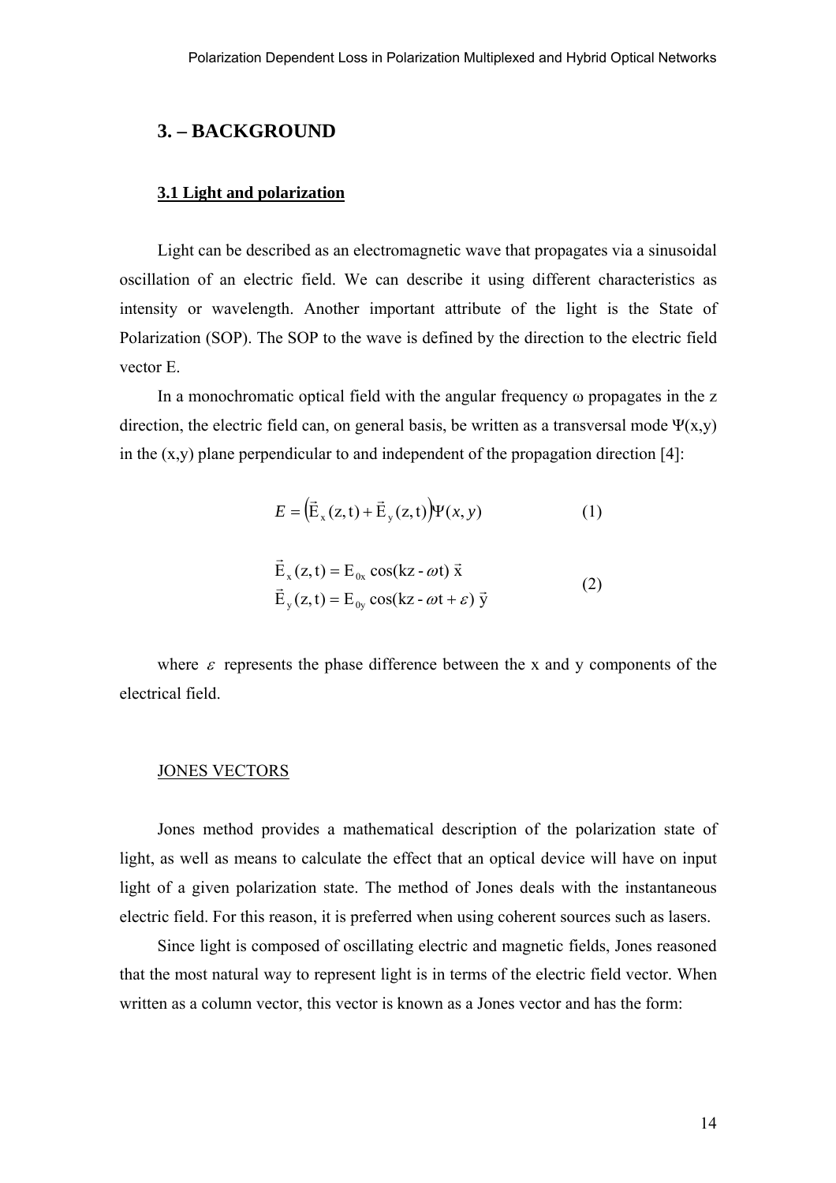## 3. – BACKGROUND

### 3.1 Light and polarization

Light can be described as an electromagnetic wave that propagates via a sinusoidal oscillation of an electric field. We can describe it using different characteristics as intensity or wavelength. Another important attribute of the light is the State of Polarization (SOP). The SOP to the wave is defined by the direction to the electric field vector E.

In a monochromatic optical field with the angular frequency ω propagates in the z direction, the electric field can, on general basis, be written as a transversal mode Ψ(x,y) in the (x,y) plane perpendicular to and independent of the propagation direction [4]:

$$E = \left(\vec{E}_x(z,t) + \vec{E}_y(z,t)\right)\Psi(x,y) \tag{1}$$

$$\begin{aligned} \vec{E}_x(z,t) &= E_{0x}\cos(kz - \omega t)\ \vec{x} \\ \vec{E}_y(z,t) &= E_{0y}\cos(kz - \omega t + \varepsilon)\ \vec{y} \end{aligned} \tag{2}$$

where $\varepsilon$ represents the phase difference between the x and y components of the electrical field.

JONES VECTORS

Jones method provides a mathematical description of the polarization state of light, as well as means to calculate the effect that an optical device will have on input light of a given polarization state. The method of Jones deals with the instantaneous electric field. For this reason, it is preferred when using coherent sources such as lasers.

Since light is composed of oscillating electric and magnetic fields, Jones reasoned that the most natural way to represent light is in terms of the electric field vector. When written as a column vector, this vector is known as a Jones vector and has the form: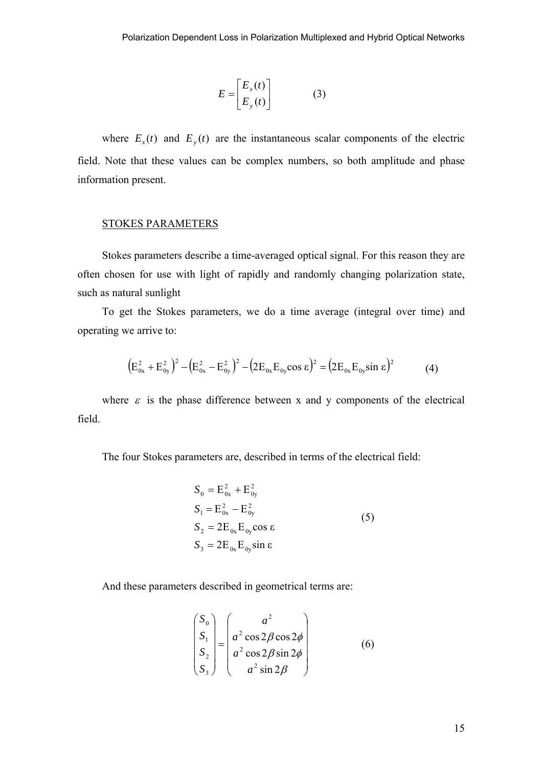$$E = \begin{bmatrix} E_x(t) \\ E_y(t) \end{bmatrix} \qquad (3)$$

where $E_x(t)$ and $E_y(t)$ are the instantaneous scalar components of the electric field. Note that these values can be complex numbers, so both amplitude and phase information present.

## STOKES PARAMETERS

Stokes parameters describe a time-averaged optical signal. For this reason they are often chosen for use with light of rapidly and randomly changing polarization state, such as natural sunlight

To get the Stokes parameters, we do a time average (integral over time) and operating we arrive to:

$$\left(E_{0x}^2 + E_{0y}^2\right)^2 - \left(E_{0x}^2 - E_{0y}^2\right)^2 - \left(2E_{0x}E_{0y}\cos\varepsilon\right)^2 = \left(2E_{0x}E_{0y}\sin\varepsilon\right)^2 \qquad (4)$$

where $\varepsilon$ is the phase difference between x and y components of the electrical field.

The four Stokes parameters are, described in terms of the electrical field:

$$\begin{aligned} S_0 &= E_{0x}^2 + E_{0y}^2 \\ S_1 &= E_{0x}^2 - E_{0y}^2 \\ S_2 &= 2E_{0x}E_{0y}\cos\varepsilon \\ S_3 &= 2E_{0x}E_{0y}\sin\varepsilon \end{aligned} \qquad (5)$$

And these parameters described in geometrical terms are:

$$\begin{pmatrix} S_0 \\ S_1 \\ S_2 \\ S_3 \end{pmatrix} = \begin{pmatrix} a^2 \\ a^2\cos 2\beta\cos 2\phi \\ a^2\cos 2\beta\sin 2\phi \\ a^2\sin 2\beta \end{pmatrix} \qquad (6)$$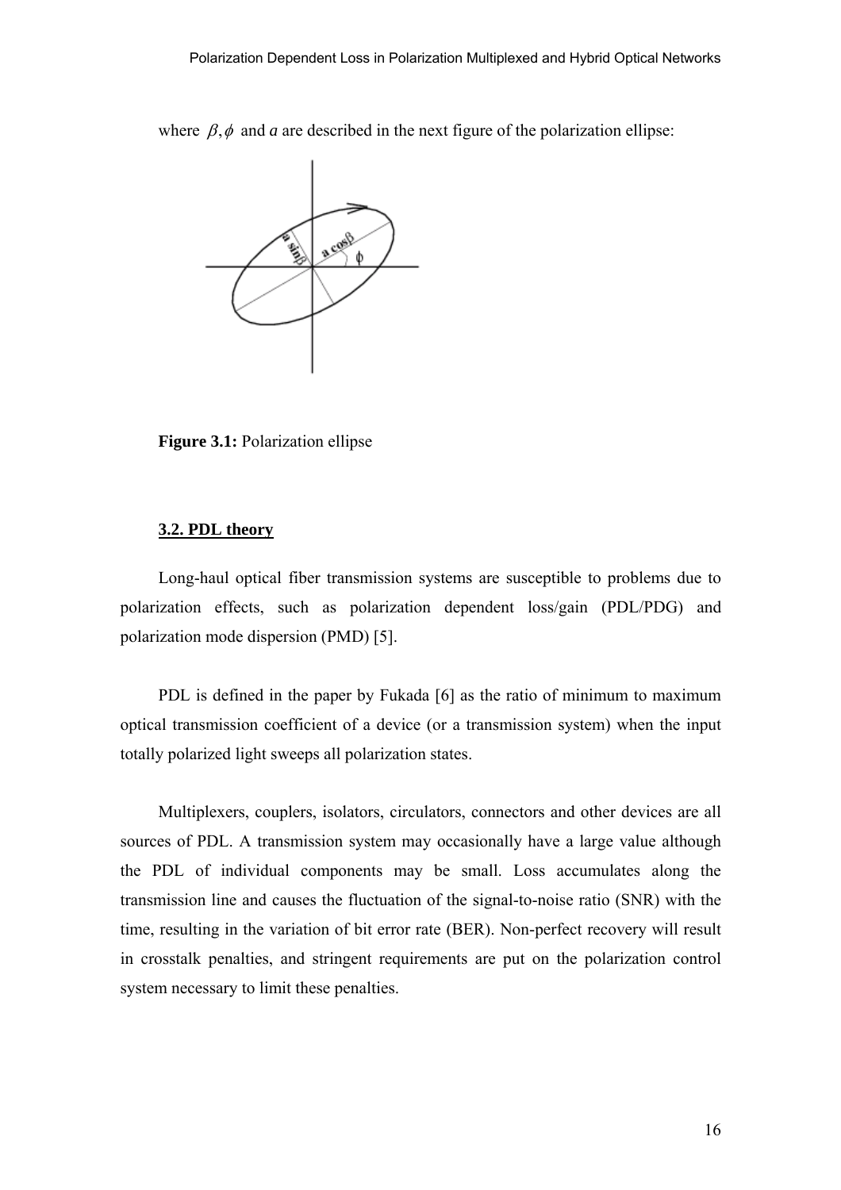where $\beta, \phi$ and *a* are described in the next figure of the polarization ellipse:

**Figure 3.1:** Polarization ellipse

### 3.2. PDL theory

Long-haul optical fiber transmission systems are susceptible to problems due to polarization effects, such as polarization dependent loss/gain (PDL/PDG) and polarization mode dispersion (PMD) [5].

PDL is defined in the paper by Fukada [6] as the ratio of minimum to maximum optical transmission coefficient of a device (or a transmission system) when the input totally polarized light sweeps all polarization states.

Multiplexers, couplers, isolators, circulators, connectors and other devices are all sources of PDL. A transmission system may occasionally have a large value although the PDL of individual components may be small. Loss accumulates along the transmission line and causes the fluctuation of the signal-to-noise ratio (SNR) with the time, resulting in the variation of bit error rate (BER). Non-perfect recovery will result in crosstalk penalties, and stringent requirements are put on the polarization control system necessary to limit these penalties.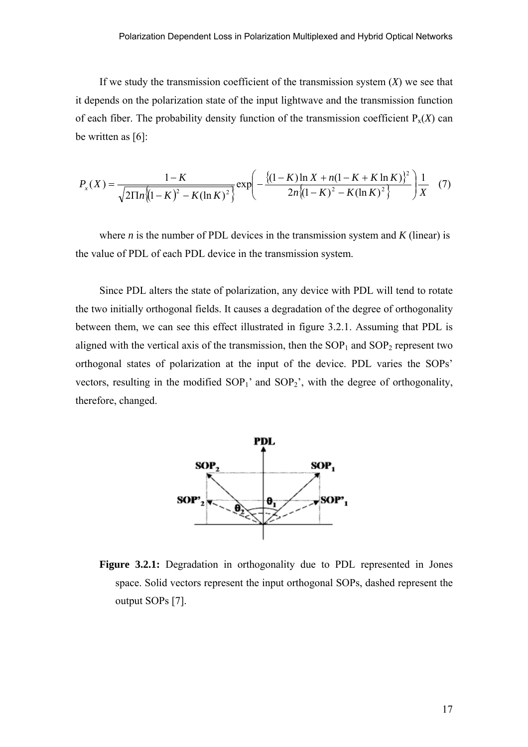If we study the transmission coefficient of the transmission system ($X$) we see that it depends on the polarization state of the input lightwave and the transmission function of each fiber. The probability density function of the transmission coefficient $P_x(X)$ can be written as [6]:

$$P_x(X) = \frac{1-K}{\sqrt{2\Pi n\left\{(1-K)^2 - K(\ln K)^2\right\}}} \exp\left( -\frac{\left\{(1-K)\ln X + n(1-K+K\ln K)\right\}^2}{2n\left\{(1-K)^2 - K(\ln K)^2\right\}} \right) \frac{1}{X} \quad (7)$$

where $n$ is the number of PDL devices in the transmission system and $K$ (linear) is the value of PDL of each PDL device in the transmission system.

Since PDL alters the state of polarization, any device with PDL will tend to rotate the two initially orthogonal fields. It causes a degradation of the degree of orthogonality between them, we can see this effect illustrated in figure 3.2.1. Assuming that PDL is aligned with the vertical axis of the transmission, then the $SOP_1$ and $SOP_2$ represent two orthogonal states of polarization at the input of the device. PDL varies the SOPs' vectors, resulting in the modified $SOP_1$' and $SOP_2$', with the degree of orthogonality, therefore, changed.

**Figure 3.2.1:** Degradation in orthogonality due to PDL represented in Jones space. Solid vectors represent the input orthogonal SOPs, dashed represent the output SOPs [7].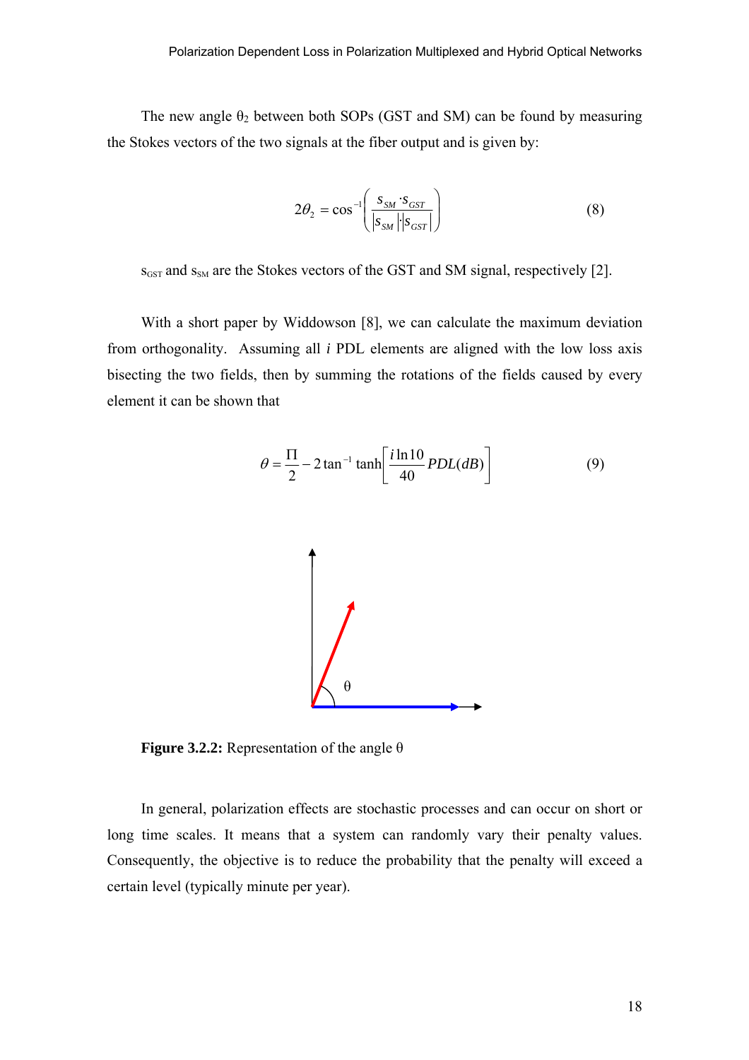The new angle $\theta_2$ between both SOPs (GST and SM) can be found by measuring the Stokes vectors of the two signals at the fiber output and is given by:

$$2\theta_2 = \cos^{-1}\left(\frac{s_{SM} \cdot s_{GST}}{|s_{SM}| \cdot |s_{GST}|}\right) \tag{8}$$

$s_{GST}$ and $s_{SM}$ are the Stokes vectors of the GST and SM signal, respectively [2].

With a short paper by Widdowson [8], we can calculate the maximum deviation from orthogonality. Assuming all *i* PDL elements are aligned with the low loss axis bisecting the two fields, then by summing the rotations of the fields caused by every element it can be shown that

$$\theta = \frac{\Pi}{2} - 2\tan^{-1}\tanh\left[\frac{i\ln 10}{40} PDL(dB)\right] \tag{9}$$

**Figure 3.2.2:** Representation of the angle θ

In general, polarization effects are stochastic processes and can occur on short or long time scales. It means that a system can randomly vary their penalty values. Consequently, the objective is to reduce the probability that the penalty will exceed a certain level (typically minute per year).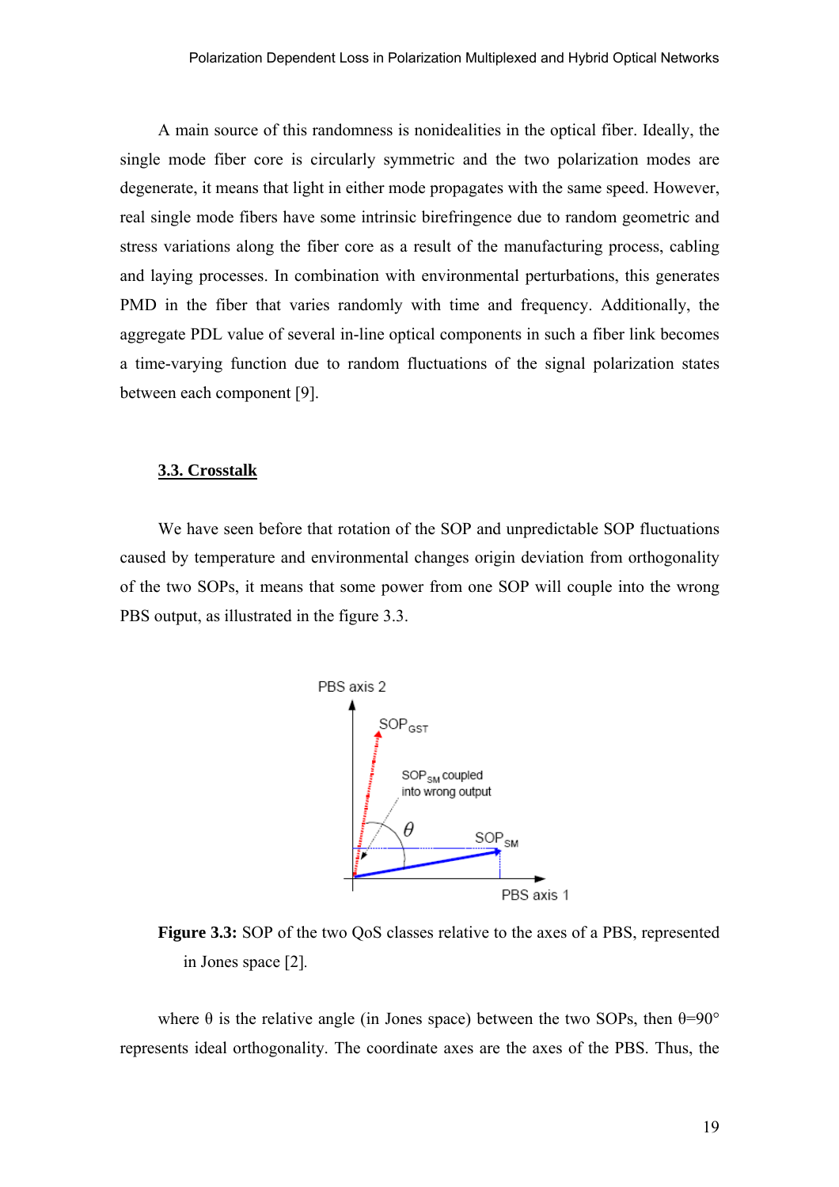A main source of this randomness is nonidealities in the optical fiber. Ideally, the single mode fiber core is circularly symmetric and the two polarization modes are degenerate, it means that light in either mode propagates with the same speed. However, real single mode fibers have some intrinsic birefringence due to random geometric and stress variations along the fiber core as a result of the manufacturing process, cabling and laying processes. In combination with environmental perturbations, this generates PMD in the fiber that varies randomly with time and frequency. Additionally, the aggregate PDL value of several in-line optical components in such a fiber link becomes a time-varying function due to random fluctuations of the signal polarization states between each component [9].

## 3.3. Crosstalk

We have seen before that rotation of the SOP and unpredictable SOP fluctuations caused by temperature and environmental changes origin deviation from orthogonality of the two SOPs, it means that some power from one SOP will couple into the wrong PBS output, as illustrated in the figure 3.3.

**Figure 3.3:** SOP of the two QoS classes relative to the axes of a PBS, represented in Jones space [2].

where θ is the relative angle (in Jones space) between the two SOPs, then θ=90° represents ideal orthogonality. The coordinate axes are the axes of the PBS. Thus, the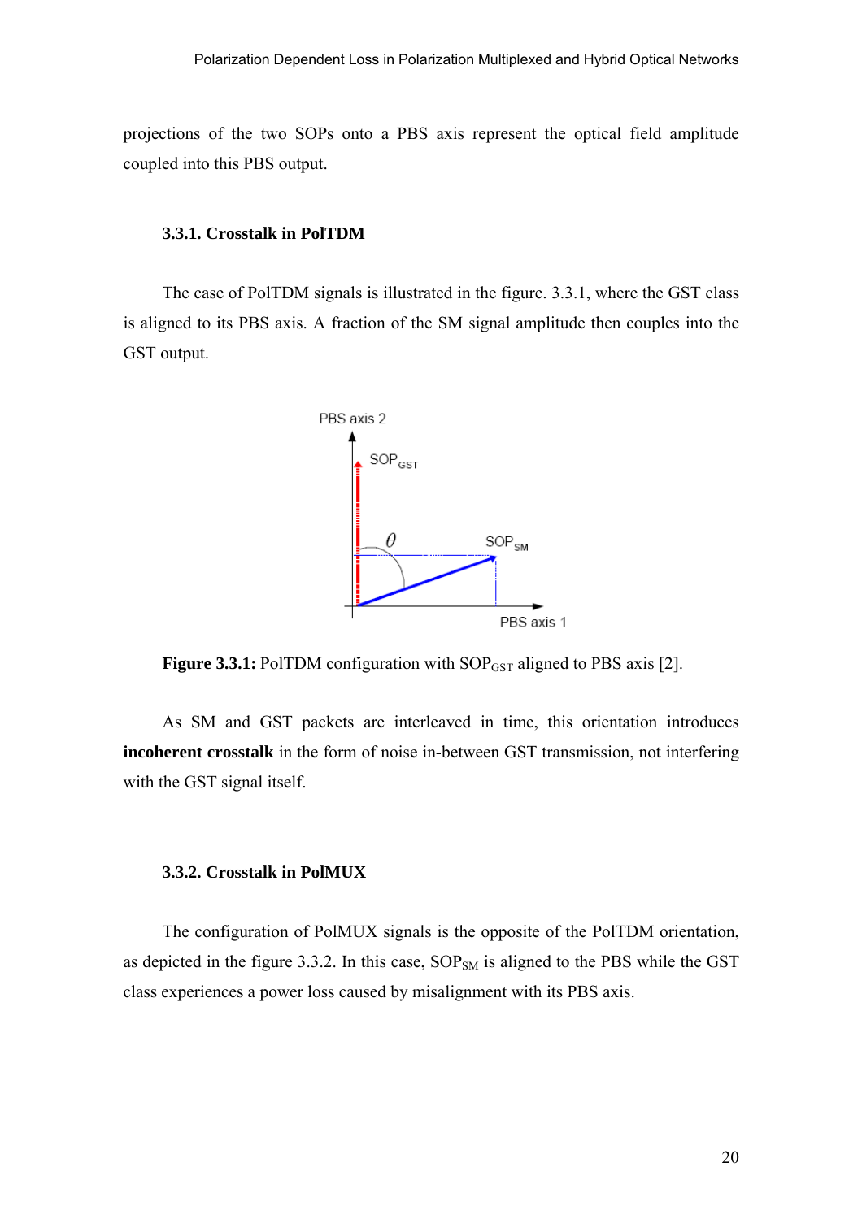projections of the two SOPs onto a PBS axis represent the optical field amplitude coupled into this PBS output.

### 3.3.1. Crosstalk in PolTDM

The case of PolTDM signals is illustrated in the figure. 3.3.1, where the GST class is aligned to its PBS axis. A fraction of the SM signal amplitude then couples into the GST output.

**Figure 3.3.1:** PolTDM configuration with $SOP_{GST}$ aligned to PBS axis [2].

As SM and GST packets are interleaved in time, this orientation introduces **incoherent crosstalk** in the form of noise in-between GST transmission, not interfering with the GST signal itself.

### 3.3.2. Crosstalk in PolMUX

The configuration of PolMUX signals is the opposite of the PolTDM orientation, as depicted in the figure 3.3.2. In this case, $SOP_{SM}$ is aligned to the PBS while the GST class experiences a power loss caused by misalignment with its PBS axis.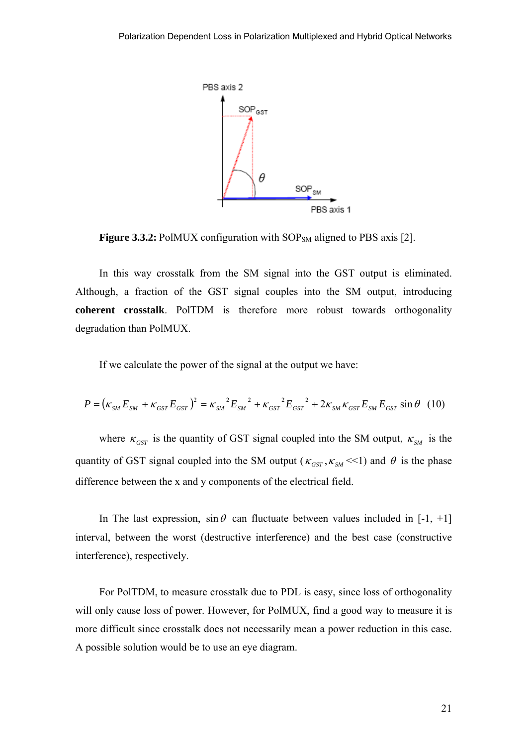**Figure 3.3.2:** PolMUX configuration with $SOP_{SM}$ aligned to PBS axis [2].

In this way crosstalk from the SM signal into the GST output is eliminated. Although, a fraction of the GST signal couples into the SM output, introducing **coherent crosstalk**. PolTDM is therefore more robust towards orthogonality degradation than PolMUX.

If we calculate the power of the signal at the output we have:

$$P = (\kappa_{SM} E_{SM} + \kappa_{GST} E_{GST})^2 = \kappa_{SM}{}^2 E_{SM}{}^2 + \kappa_{GST}{}^2 E_{GST}{}^2 + 2\kappa_{SM}\kappa_{GST} E_{SM} E_{GST} \sin\theta \quad (10)$$

where $\kappa_{GST}$ is the quantity of GST signal coupled into the SM output, $\kappa_{SM}$ is the quantity of GST signal coupled into the SM output ($\kappa_{GST}, \kappa_{SM}$ <<1) and $\theta$ is the phase difference between the x and y components of the electrical field.

In The last expression, $\sin\theta$ can fluctuate between values included in [-1, +1] interval, between the worst (destructive interference) and the best case (constructive interference), respectively.

For PolTDM, to measure crosstalk due to PDL is easy, since loss of orthogonality will only cause loss of power. However, for PolMUX, find a good way to measure it is more difficult since crosstalk does not necessarily mean a power reduction in this case. A possible solution would be to use an eye diagram.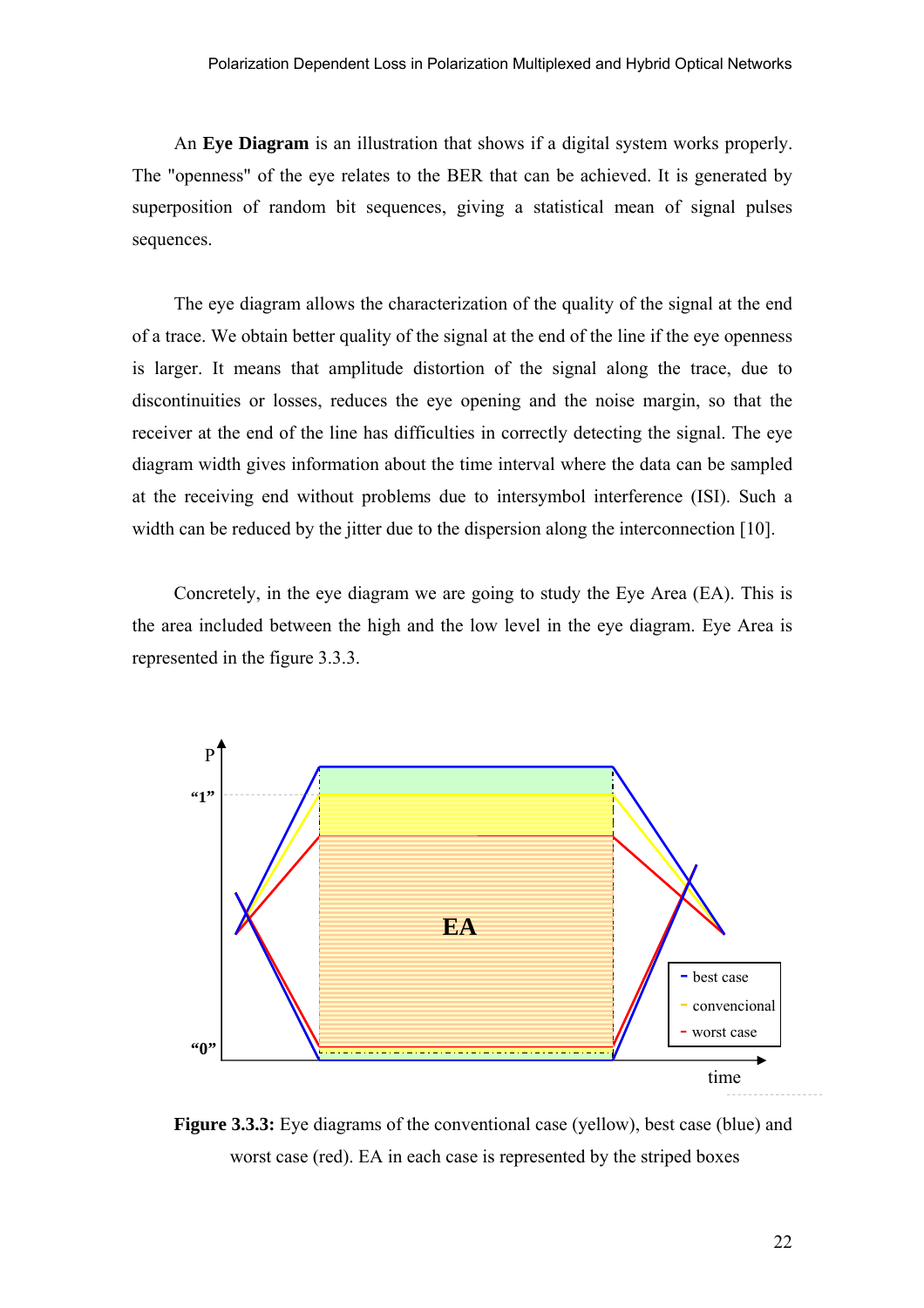An **Eye Diagram** is an illustration that shows if a digital system works properly. The "openness" of the eye relates to the BER that can be achieved. It is generated by superposition of random bit sequences, giving a statistical mean of signal pulses sequences.

The eye diagram allows the characterization of the quality of the signal at the end of a trace. We obtain better quality of the signal at the end of the line if the eye openness is larger. It means that amplitude distortion of the signal along the trace, due to discontinuities or losses, reduces the eye opening and the noise margin, so that the receiver at the end of the line has difficulties in correctly detecting the signal. The eye diagram width gives information about the time interval where the data can be sampled at the receiving end without problems due to intersymbol interference (ISI). Such a width can be reduced by the jitter due to the dispersion along the interconnection [10].

Concretely, in the eye diagram we are going to study the Eye Area (EA). This is the area included between the high and the low level in the eye diagram. Eye Area is represented in the figure 3.3.3.

**Figure 3.3.3:** Eye diagrams of the conventional case (yellow), best case (blue) and worst case (red). EA in each case is represented by the striped boxes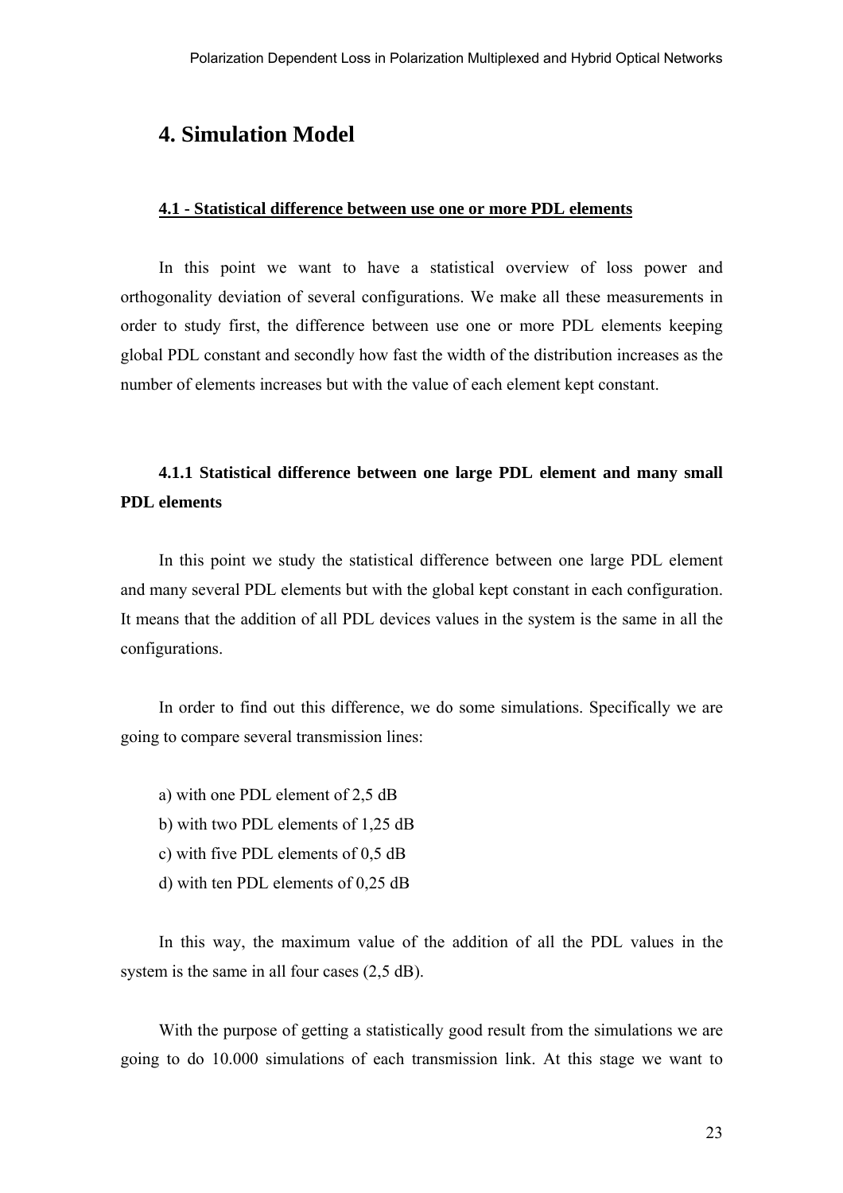# 4. Simulation Model

## 4.1 - Statistical difference between use one or more PDL elements

In this point we want to have a statistical overview of loss power and orthogonality deviation of several configurations. We make all these measurements in order to study first, the difference between use one or more PDL elements keeping global PDL constant and secondly how fast the width of the distribution increases as the number of elements increases but with the value of each element kept constant.

### 4.1.1 Statistical difference between one large PDL element and many small PDL elements

In this point we study the statistical difference between one large PDL element and many several PDL elements but with the global kept constant in each configuration. It means that the addition of all PDL devices values in the system is the same in all the configurations.

In order to find out this difference, we do some simulations. Specifically we are going to compare several transmission lines:

a) with one PDL element of 2,5 dB
b) with two PDL elements of 1,25 dB
c) with five PDL elements of 0,5 dB
d) with ten PDL elements of 0,25 dB

In this way, the maximum value of the addition of all the PDL values in the system is the same in all four cases (2,5 dB).

With the purpose of getting a statistically good result from the simulations we are going to do 10.000 simulations of each transmission link. At this stage we want to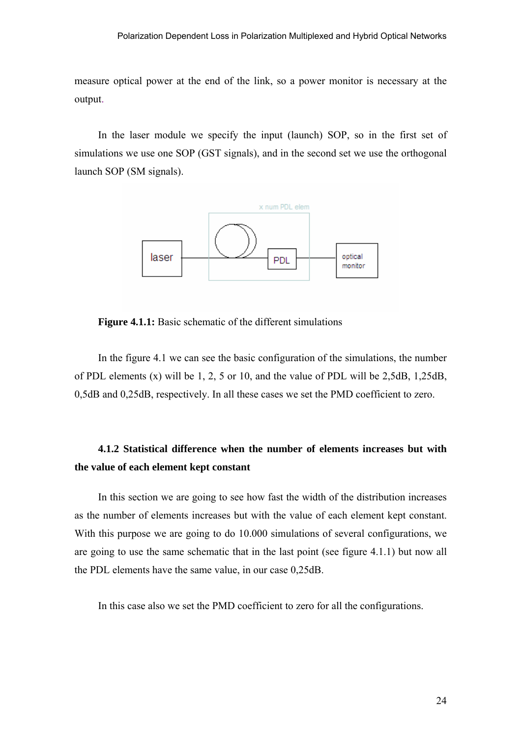measure optical power at the end of the link, so a power monitor is necessary at the output.

In the laser module we specify the input (launch) SOP, so in the first set of simulations we use one SOP (GST signals), and in the second set we use the orthogonal launch SOP (SM signals).

**Figure 4.1.1:** Basic schematic of the different simulations

In the figure 4.1 we can see the basic configuration of the simulations, the number of PDL elements (x) will be 1, 2, 5 or 10, and the value of PDL will be 2,5dB, 1,25dB, 0,5dB and 0,25dB, respectively. In all these cases we set the PMD coefficient to zero.

### 4.1.2 Statistical difference when the number of elements increases but with the value of each element kept constant

In this section we are going to see how fast the width of the distribution increases as the number of elements increases but with the value of each element kept constant. With this purpose we are going to do 10.000 simulations of several configurations, we are going to use the same schematic that in the last point (see figure 4.1.1) but now all the PDL elements have the same value, in our case 0,25dB.

In this case also we set the PMD coefficient to zero for all the configurations.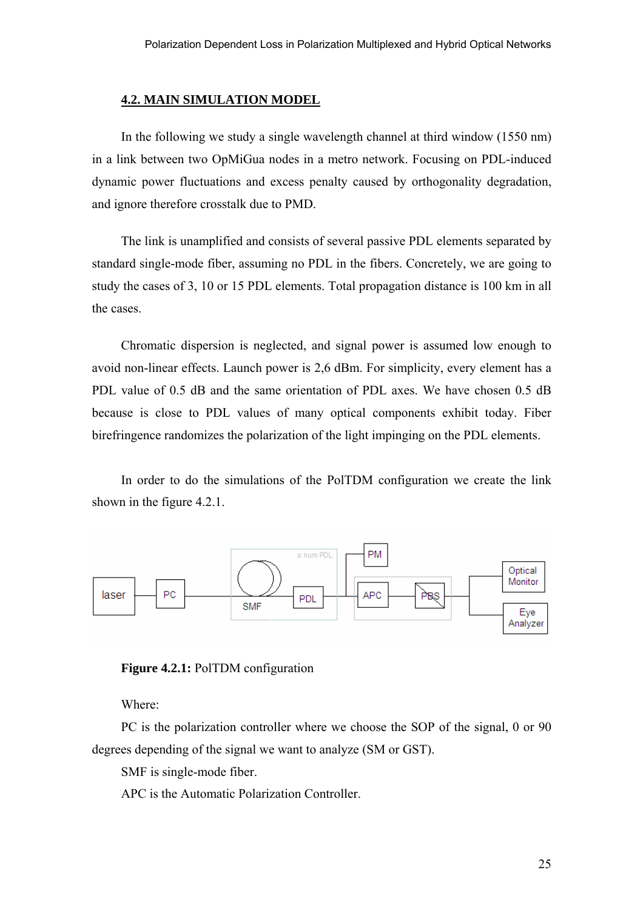### 4.2. MAIN SIMULATION MODEL

In the following we study a single wavelength channel at third window (1550 nm) in a link between two OpMiGua nodes in a metro network. Focusing on PDL-induced dynamic power fluctuations and excess penalty caused by orthogonality degradation, and ignore therefore crosstalk due to PMD.

The link is unamplified and consists of several passive PDL elements separated by standard single-mode fiber, assuming no PDL in the fibers. Concretely, we are going to study the cases of 3, 10 or 15 PDL elements. Total propagation distance is 100 km in all the cases.

Chromatic dispersion is neglected, and signal power is assumed low enough to avoid non-linear effects. Launch power is 2,6 dBm. For simplicity, every element has a PDL value of 0.5 dB and the same orientation of PDL axes. We have chosen 0.5 dB because is close to PDL values of many optical components exhibit today. Fiber birefringence randomizes the polarization of the light impinging on the PDL elements.

In order to do the simulations of the PolTDM configuration we create the link shown in the figure 4.2.1.

**Figure 4.2.1:** PolTDM configuration

Where:

PC is the polarization controller where we choose the SOP of the signal, 0 or 90 degrees depending of the signal we want to analyze (SM or GST).

SMF is single-mode fiber.

APC is the Automatic Polarization Controller.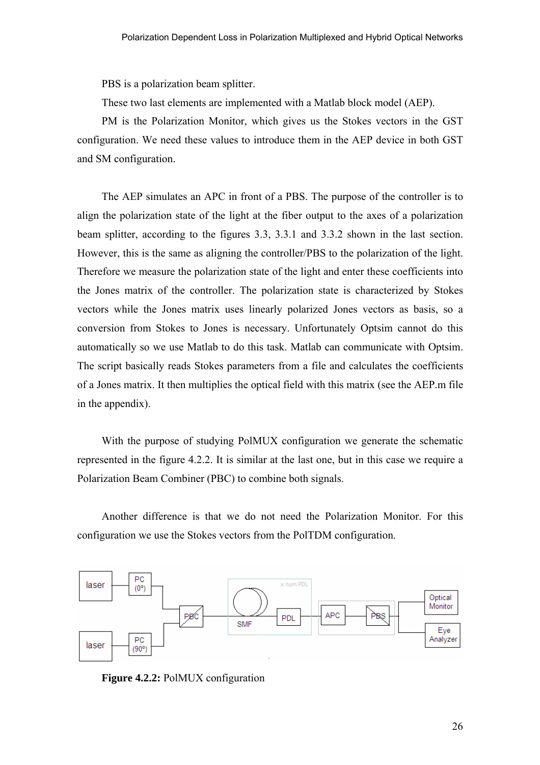PBS is a polarization beam splitter.

These two last elements are implemented with a Matlab block model (AEP).

PM is the Polarization Monitor, which gives us the Stokes vectors in the GST configuration. We need these values to introduce them in the AEP device in both GST and SM configuration.

The AEP simulates an APC in front of a PBS. The purpose of the controller is to align the polarization state of the light at the fiber output to the axes of a polarization beam splitter, according to the figures 3.3, 3.3.1 and 3.3.2 shown in the last section. However, this is the same as aligning the controller/PBS to the polarization of the light. Therefore we measure the polarization state of the light and enter these coefficients into the Jones matrix of the controller. The polarization state is characterized by Stokes vectors while the Jones matrix uses linearly polarized Jones vectors as basis, so a conversion from Stokes to Jones is necessary. Unfortunately Optsim cannot do this automatically so we use Matlab to do this task. Matlab can communicate with Optsim. The script basically reads Stokes parameters from a file and calculates the coefficients of a Jones matrix. It then multiplies the optical field with this matrix (see the AEP.m file in the appendix).

With the purpose of studying PolMUX configuration we generate the schematic represented in the figure 4.2.2. It is similar at the last one, but in this case we require a Polarization Beam Combiner (PBC) to combine both signals.

Another difference is that we do not need the Polarization Monitor. For this configuration we use the Stokes vectors from the PolTDM configuration.

**Figure 4.2.2:** PolMUX configuration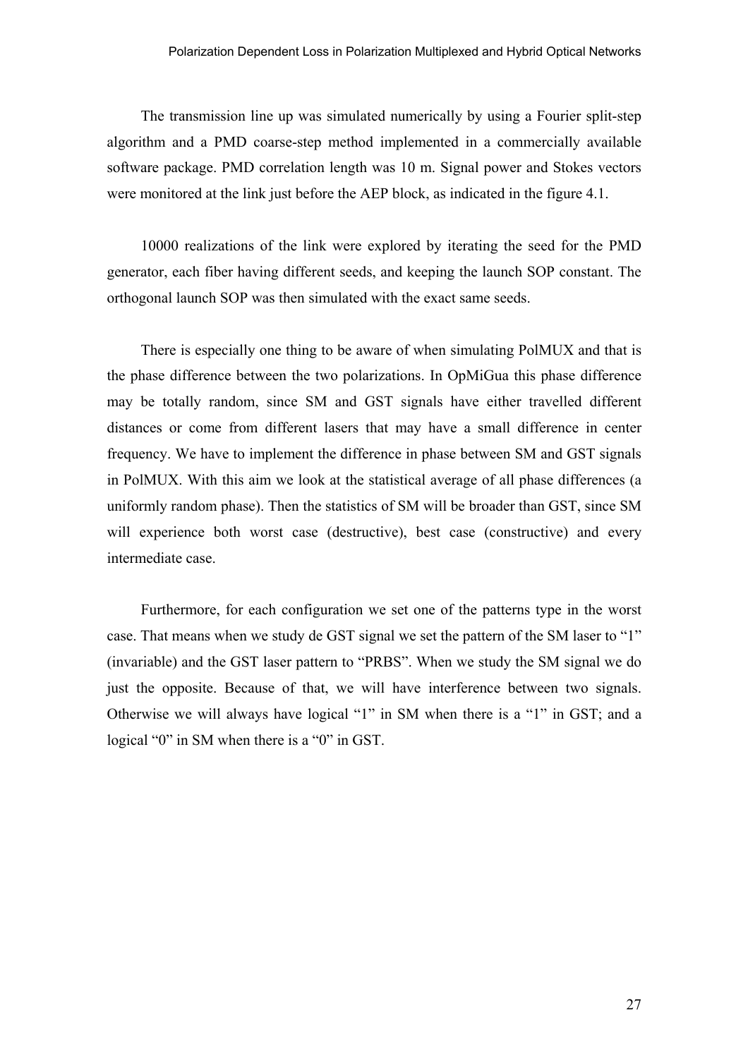The transmission line up was simulated numerically by using a Fourier split-step algorithm and a PMD coarse-step method implemented in a commercially available software package. PMD correlation length was 10 m. Signal power and Stokes vectors were monitored at the link just before the AEP block, as indicated in the figure 4.1.

10000 realizations of the link were explored by iterating the seed for the PMD generator, each fiber having different seeds, and keeping the launch SOP constant. The orthogonal launch SOP was then simulated with the exact same seeds.

There is especially one thing to be aware of when simulating PolMUX and that is the phase difference between the two polarizations. In OpMiGua this phase difference may be totally random, since SM and GST signals have either travelled different distances or come from different lasers that may have a small difference in center frequency. We have to implement the difference in phase between SM and GST signals in PolMUX. With this aim we look at the statistical average of all phase differences (a uniformly random phase). Then the statistics of SM will be broader than GST, since SM will experience both worst case (destructive), best case (constructive) and every intermediate case.

Furthermore, for each configuration we set one of the patterns type in the worst case. That means when we study de GST signal we set the pattern of the SM laser to "1" (invariable) and the GST laser pattern to "PRBS". When we study the SM signal we do just the opposite. Because of that, we will have interference between two signals. Otherwise we will always have logical "1" in SM when there is a "1" in GST; and a logical "0" in SM when there is a "0" in GST.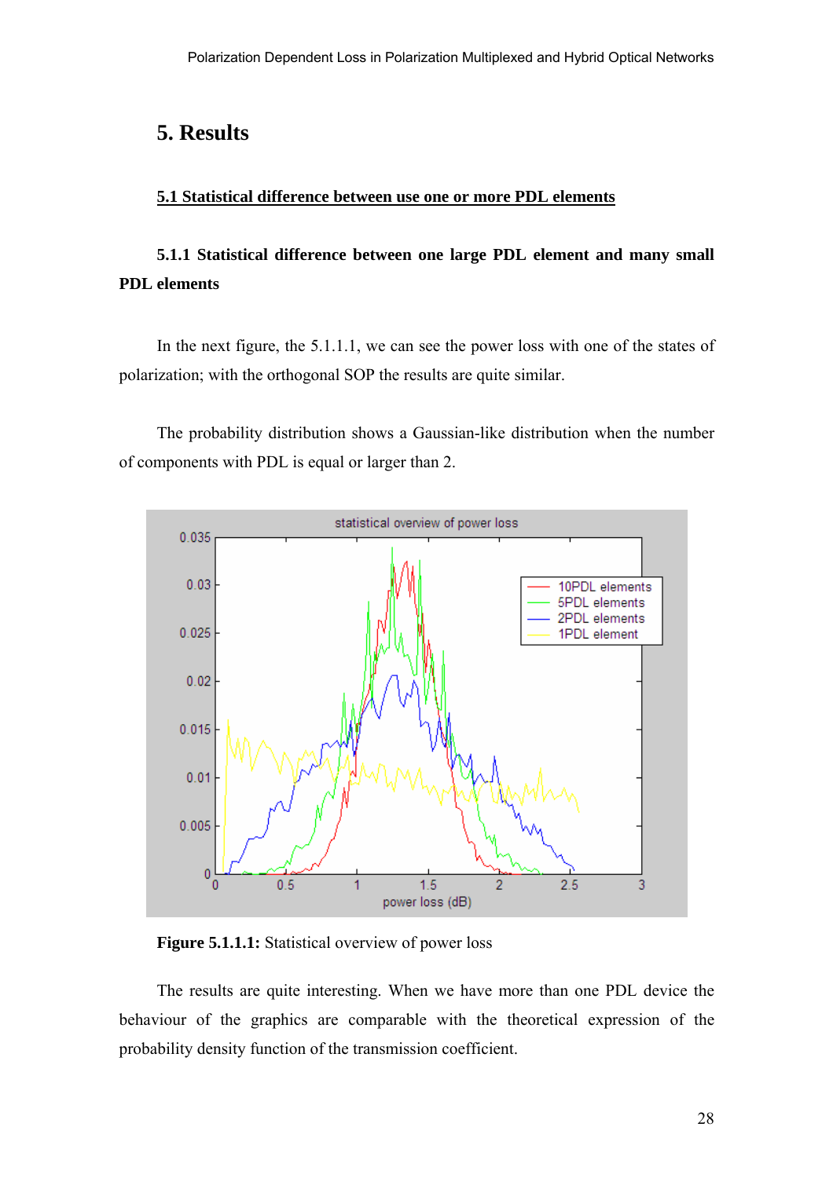# 5. Results

## 5.1 Statistical difference between use one or more PDL elements

### 5.1.1 Statistical difference between one large PDL element and many small PDL elements

In the next figure, the 5.1.1.1, we can see the power loss with one of the states of polarization; with the orthogonal SOP the results are quite similar.

The probability distribution shows a Gaussian-like distribution when the number of components with PDL is equal or larger than 2.

**Figure 5.1.1.1:** Statistical overview of power loss

The results are quite interesting. When we have more than one PDL device the behaviour of the graphics are comparable with the theoretical expression of the probability density function of the transmission coefficient.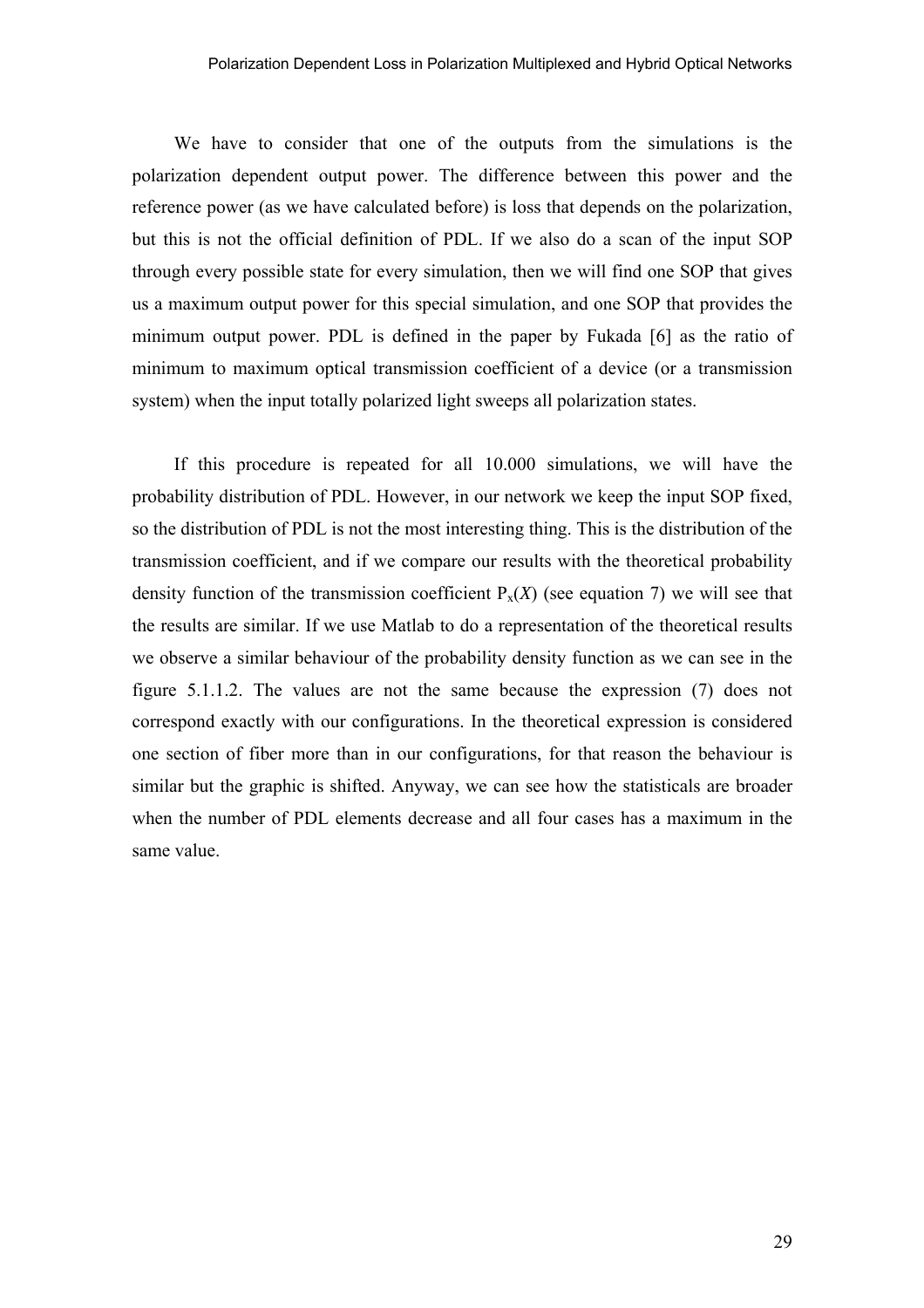We have to consider that one of the outputs from the simulations is the polarization dependent output power. The difference between this power and the reference power (as we have calculated before) is loss that depends on the polarization, but this is not the official definition of PDL. If we also do a scan of the input SOP through every possible state for every simulation, then we will find one SOP that gives us a maximum output power for this special simulation, and one SOP that provides the minimum output power. PDL is defined in the paper by Fukada [6] as the ratio of minimum to maximum optical transmission coefficient of a device (or a transmission system) when the input totally polarized light sweeps all polarization states.

If this procedure is repeated for all 10.000 simulations, we will have the probability distribution of PDL. However, in our network we keep the input SOP fixed, so the distribution of PDL is not the most interesting thing. This is the distribution of the transmission coefficient, and if we compare our results with the theoretical probability density function of the transmission coefficient $P_x(X)$ (see equation 7) we will see that the results are similar. If we use Matlab to do a representation of the theoretical results we observe a similar behaviour of the probability density function as we can see in the figure 5.1.1.2. The values are not the same because the expression (7) does not correspond exactly with our configurations. In the theoretical expression is considered one section of fiber more than in our configurations, for that reason the behaviour is similar but the graphic is shifted. Anyway, we can see how the statisticals are broader when the number of PDL elements decrease and all four cases has a maximum in the same value.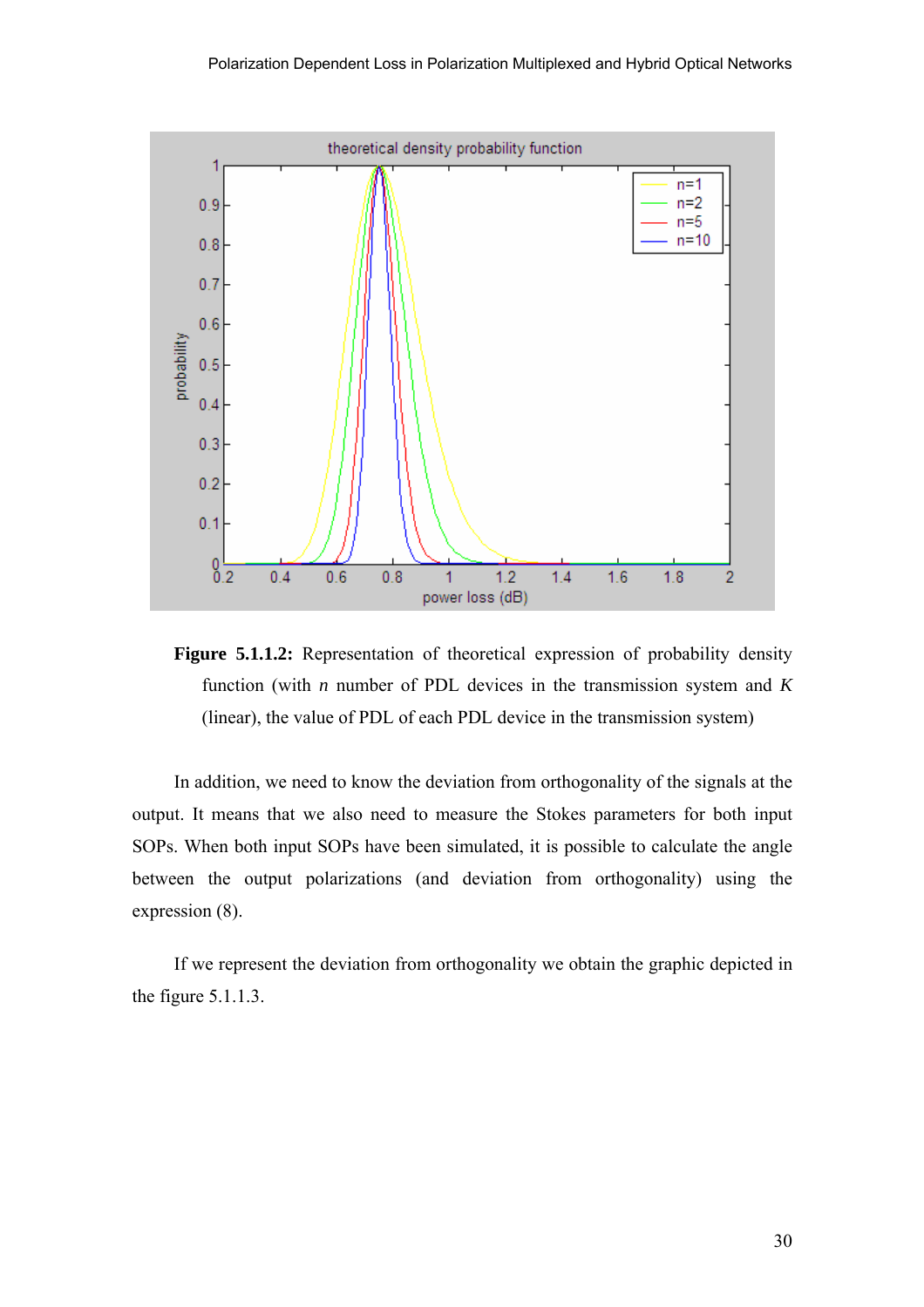**Figure 5.1.1.2:** Representation of theoretical expression of probability density function (with *n* number of PDL devices in the transmission system and *K* (linear), the value of PDL of each PDL device in the transmission system)

In addition, we need to know the deviation from orthogonality of the signals at the output. It means that we also need to measure the Stokes parameters for both input SOPs. When both input SOPs have been simulated, it is possible to calculate the angle between the output polarizations (and deviation from orthogonality) using the expression (8).

If we represent the deviation from orthogonality we obtain the graphic depicted in the figure 5.1.1.3.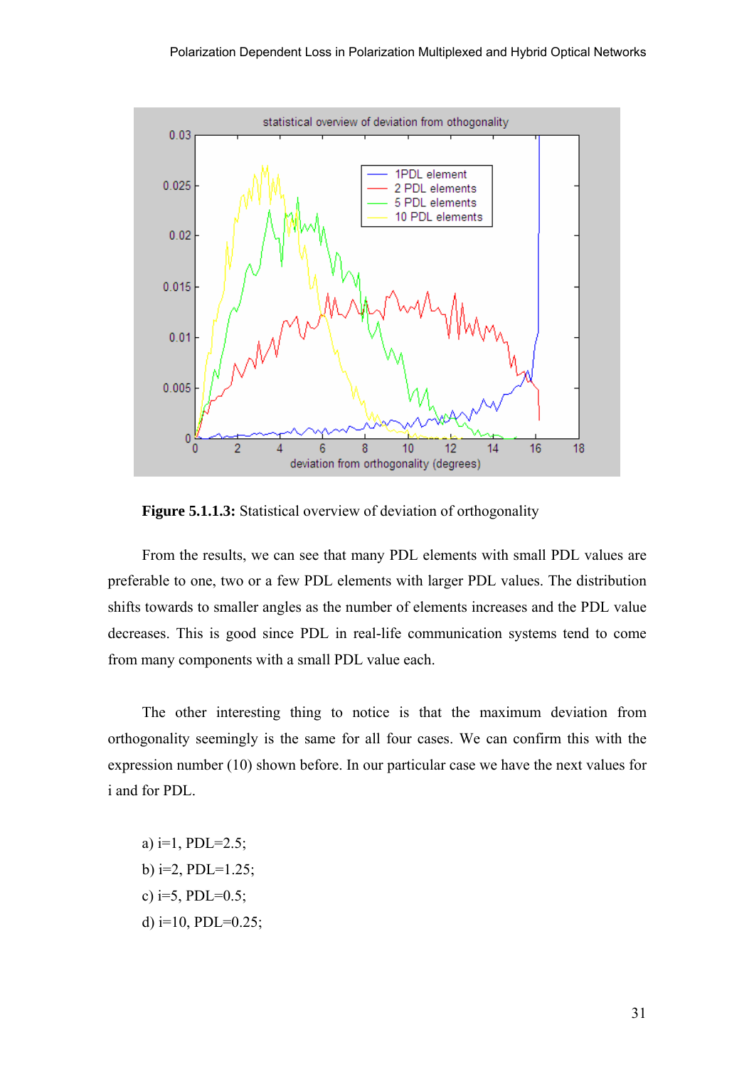**Figure 5.1.1.3:** Statistical overview of deviation of orthogonality

From the results, we can see that many PDL elements with small PDL values are preferable to one, two or a few PDL elements with larger PDL values. The distribution shifts towards to smaller angles as the number of elements increases and the PDL value decreases. This is good since PDL in real-life communication systems tend to come from many components with a small PDL value each.

The other interesting thing to notice is that the maximum deviation from orthogonality seemingly is the same for all four cases. We can confirm this with the expression number (10) shown before. In our particular case we have the next values for i and for PDL.

a) i=1, PDL=2.5;
b) i=2, PDL=1.25;
c) i=5, PDL=0.5;
d) i=10, PDL=0.25;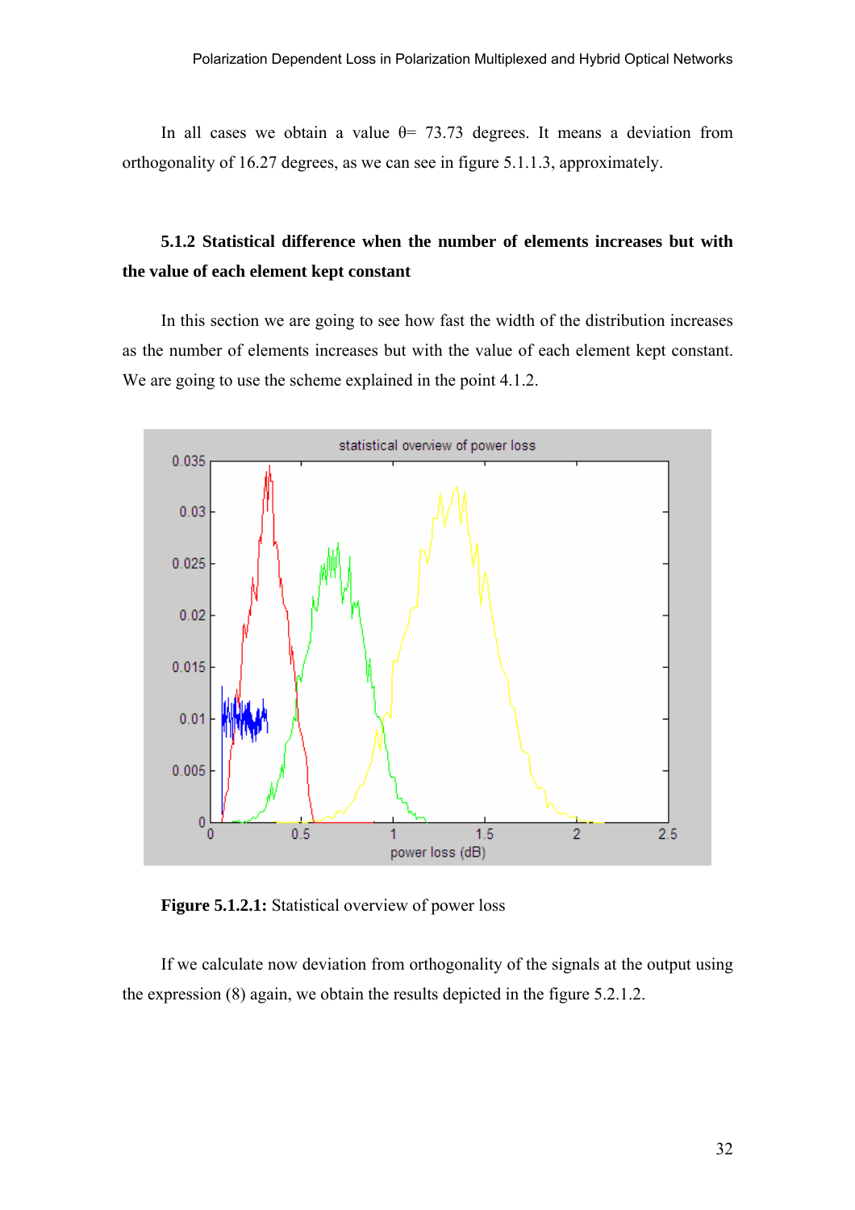In all cases we obtain a value θ= 73.73 degrees. It means a deviation from orthogonality of 16.27 degrees, as we can see in figure 5.1.1.3, approximately.

### 5.1.2 Statistical difference when the number of elements increases but with the value of each element kept constant

In this section we are going to see how fast the width of the distribution increases as the number of elements increases but with the value of each element kept constant. We are going to use the scheme explained in the point 4.1.2.

**Figure 5.1.2.1:** Statistical overview of power loss

If we calculate now deviation from orthogonality of the signals at the output using the expression (8) again, we obtain the results depicted in the figure 5.2.1.2.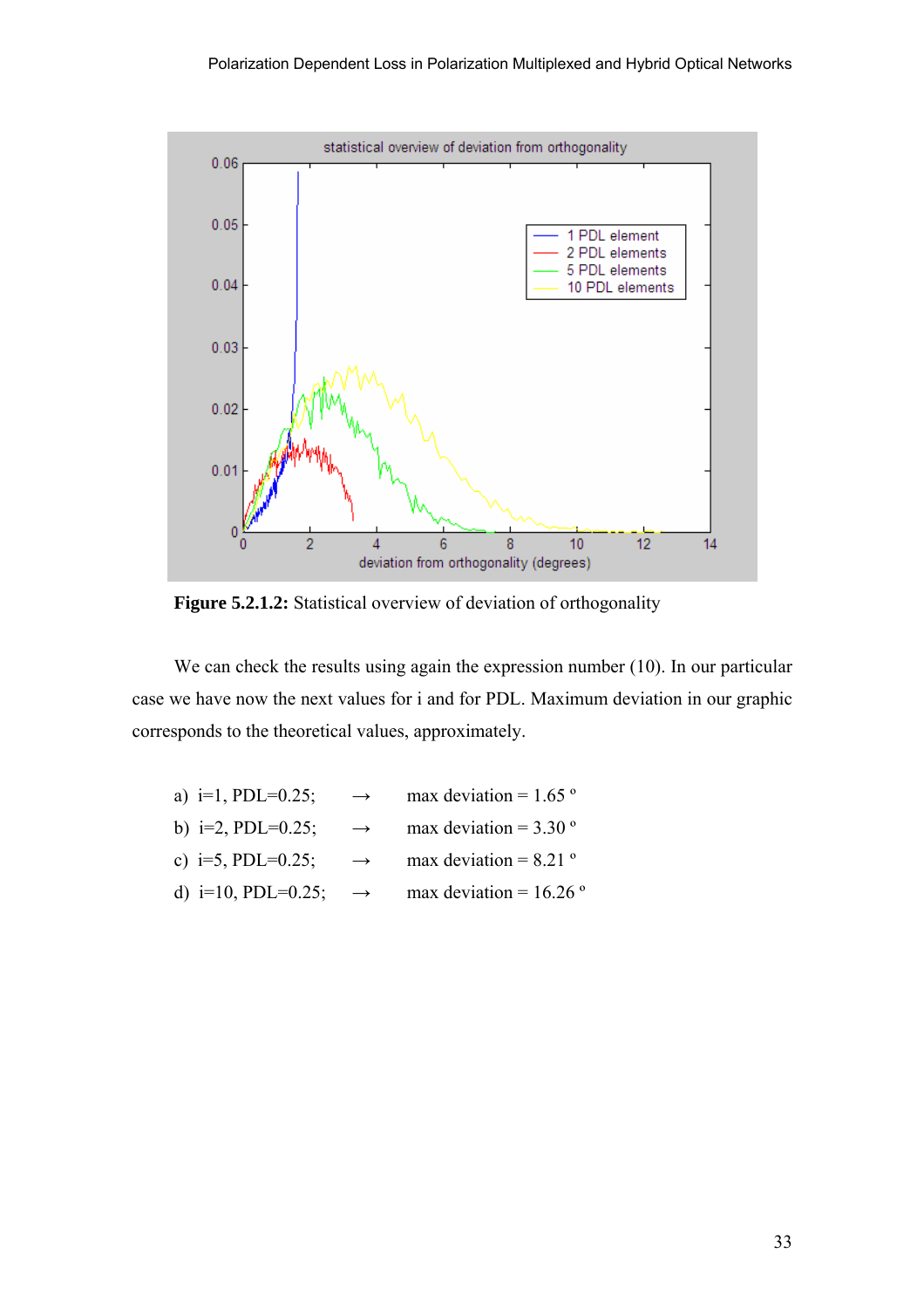**Figure 5.2.1.2:** Statistical overview of deviation of orthogonality

We can check the results using again the expression number (10). In our particular case we have now the next values for i and for PDL. Maximum deviation in our graphic corresponds to the theoretical values, approximately.

a) i=1, PDL=0.25; → max deviation = 1.65 º

b) i=2, PDL=0.25; → max deviation = 3.30 º

c) i=5, PDL=0.25; → max deviation = 8.21 º

d) i=10, PDL=0.25; → max deviation = 16.26 º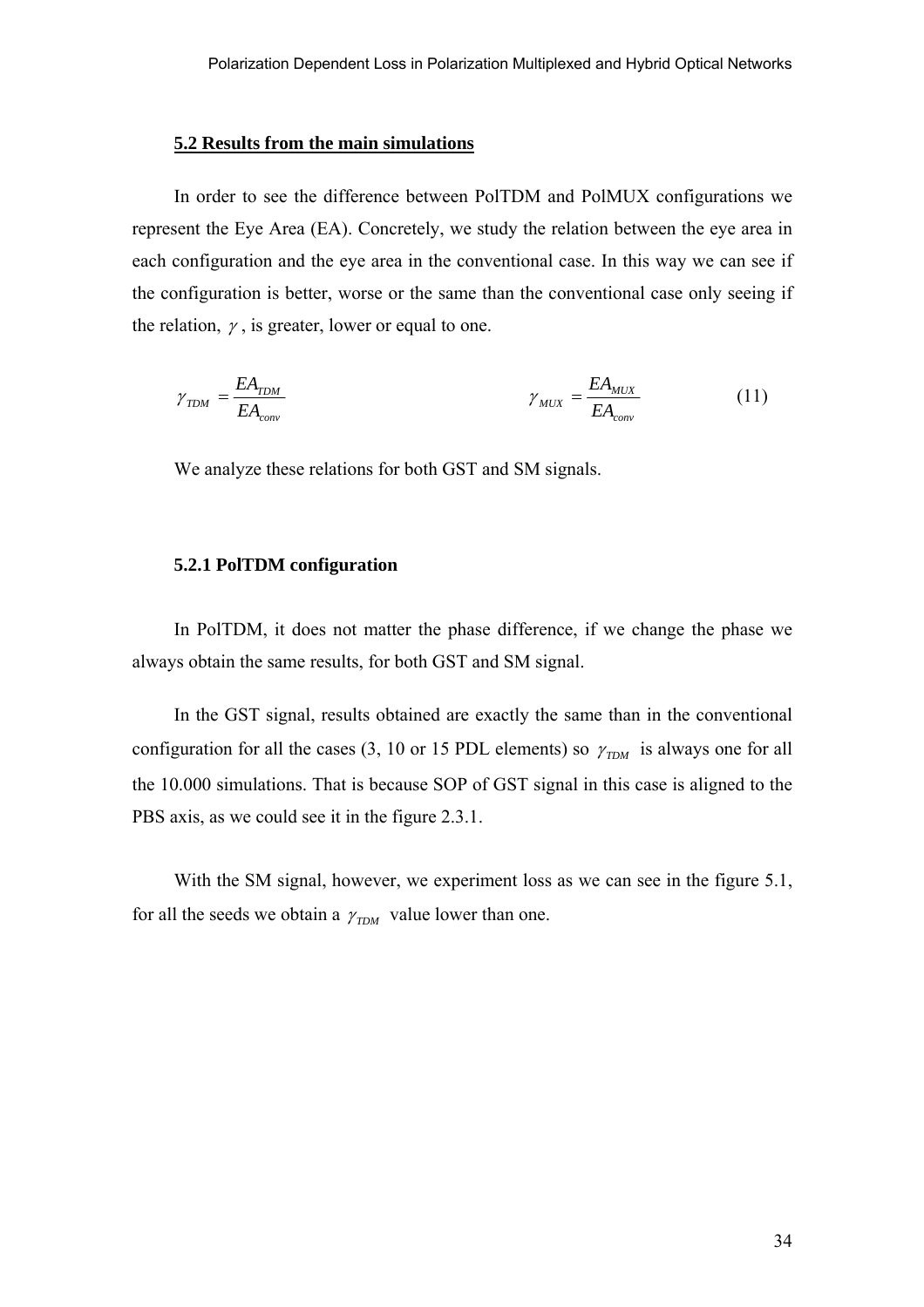### 5.2 Results from the main simulations

In order to see the difference between PolTDM and PolMUX configurations we represent the Eye Area (EA). Concretely, we study the relation between the eye area in each configuration and the eye area in the conventional case. In this way we can see if the configuration is better, worse or the same than the conventional case only seeing if the relation, $\gamma$, is greater, lower or equal to one.

$$\gamma_{TDM} = \frac{EA_{TDM}}{EA_{conv}} \qquad\qquad \gamma_{MUX} = \frac{EA_{MUX}}{EA_{conv}} \tag{11}$$

We analyze these relations for both GST and SM signals.

#### 5.2.1 PolTDM configuration

In PolTDM, it does not matter the phase difference, if we change the phase we always obtain the same results, for both GST and SM signal.

In the GST signal, results obtained are exactly the same than in the conventional configuration for all the cases (3, 10 or 15 PDL elements) so $\gamma_{TDM}$ is always one for all the 10.000 simulations. That is because SOP of GST signal in this case is aligned to the PBS axis, as we could see it in the figure 2.3.1.

With the SM signal, however, we experiment loss as we can see in the figure 5.1, for all the seeds we obtain a $\gamma_{TDM}$ value lower than one.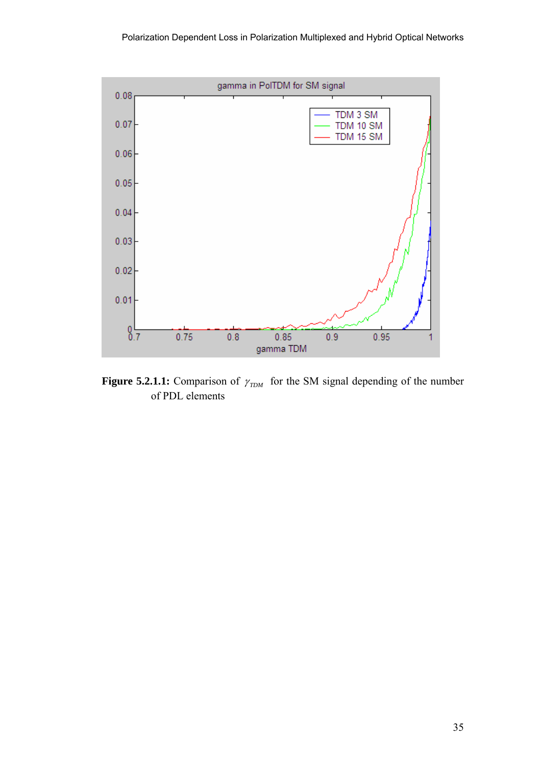**Figure 5.2.1.1:** Comparison of $\gamma_{TDM}$ for the SM signal depending of the number of PDL elements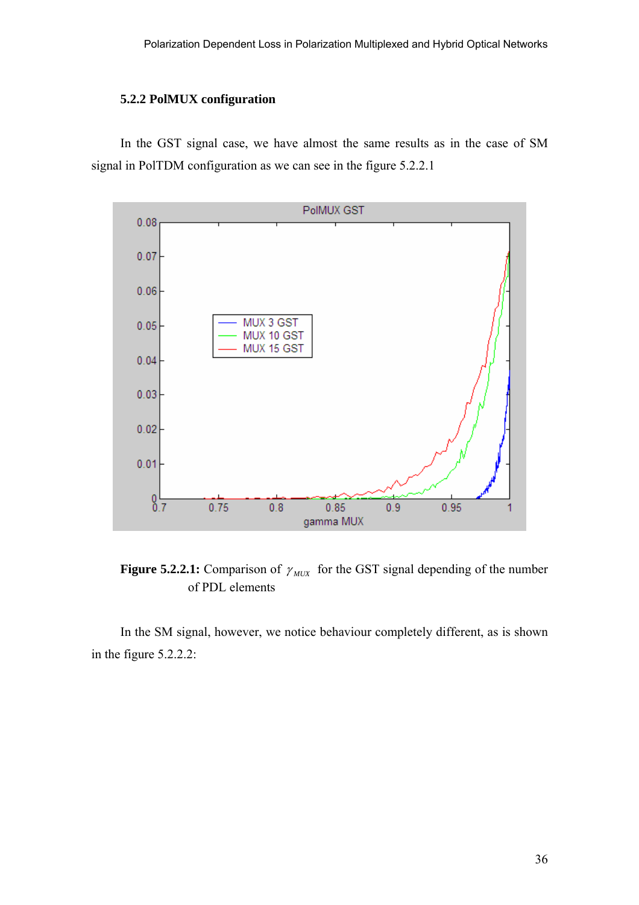### 5.2.2 PolMUX configuration

In the GST signal case, we have almost the same results as in the case of SM signal in PolTDM configuration as we can see in the figure 5.2.2.1

**Figure 5.2.2.1:** Comparison of $\gamma_{MUX}$ for the GST signal depending of the number of PDL elements

In the SM signal, however, we notice behaviour completely different, as is shown in the figure 5.2.2.2: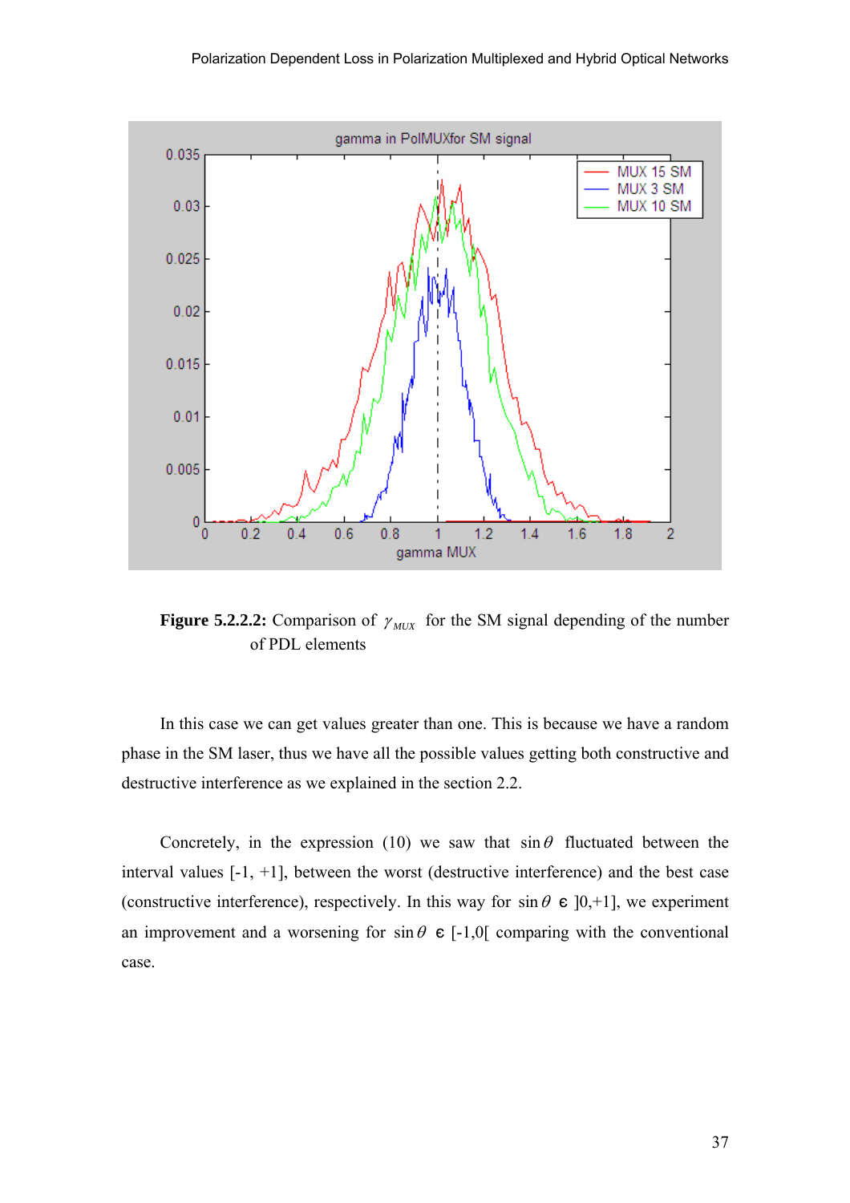**Figure 5.2.2.2:** Comparison of $\gamma_{MUX}$ for the SM signal depending of the number of PDL elements

In this case we can get values greater than one. This is because we have a random phase in the SM laser, thus we have all the possible values getting both constructive and destructive interference as we explained in the section 2.2.

Concretely, in the expression (10) we saw that $\sin\theta$ fluctuated between the interval values [-1, +1], between the worst (destructive interference) and the best case (constructive interference), respectively. In this way for $\sin\theta \in\ ]0,+1]$, we experiment an improvement and a worsening for $\sin\theta \in [-1,0[$ comparing with the conventional case.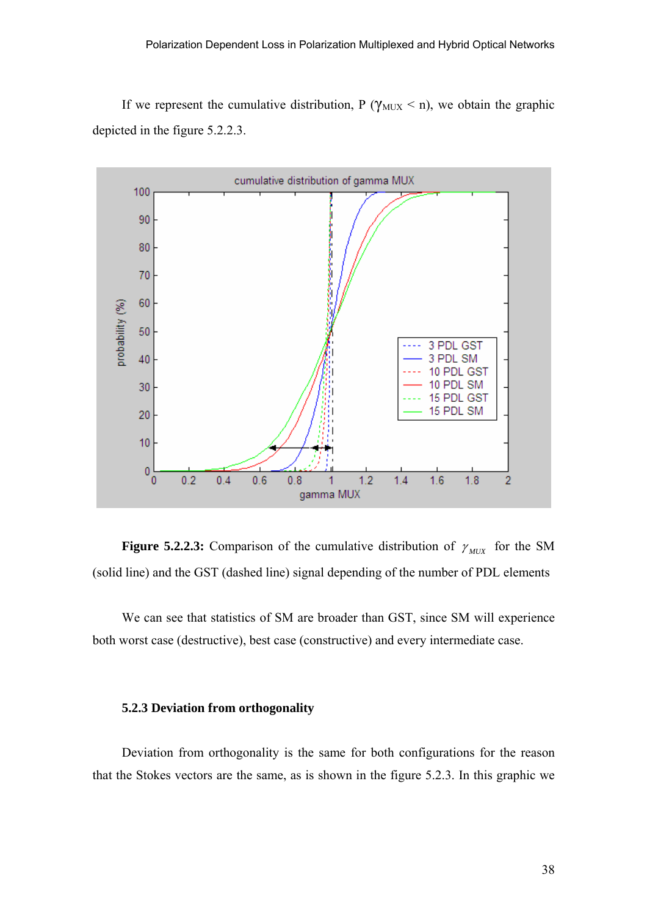If we represent the cumulative distribution, P ($\gamma_{MUX}$ < n), we obtain the graphic depicted in the figure 5.2.2.3.

**Figure 5.2.2.3:** Comparison of the cumulative distribution of $\gamma_{MUX}$ for the SM (solid line) and the GST (dashed line) signal depending of the number of PDL elements

We can see that statistics of SM are broader than GST, since SM will experience both worst case (destructive), best case (constructive) and every intermediate case.

### 5.2.3 Deviation from orthogonality

Deviation from orthogonality is the same for both configurations for the reason that the Stokes vectors are the same, as is shown in the figure 5.2.3. In this graphic we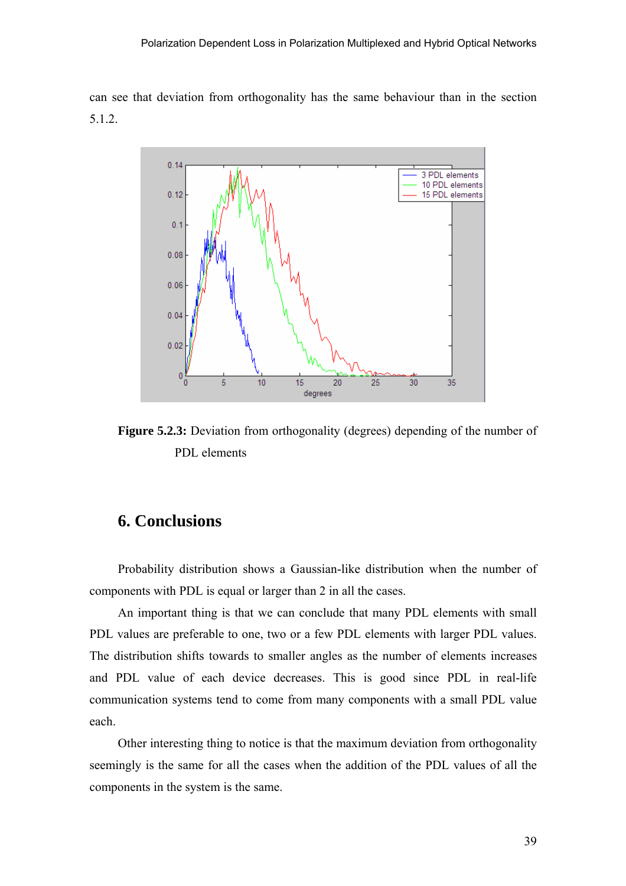can see that deviation from orthogonality has the same behaviour than in the section 5.1.2.

**Figure 5.2.3:** Deviation from orthogonality (degrees) depending of the number of PDL elements

# 6. Conclusions

Probability distribution shows a Gaussian-like distribution when the number of components with PDL is equal or larger than 2 in all the cases.

An important thing is that we can conclude that many PDL elements with small PDL values are preferable to one, two or a few PDL elements with larger PDL values. The distribution shifts towards to smaller angles as the number of elements increases and PDL value of each device decreases. This is good since PDL in real-life communication systems tend to come from many components with a small PDL value each.

Other interesting thing to notice is that the maximum deviation from orthogonality seemingly is the same for all the cases when the addition of the PDL values of all the components in the system is the same.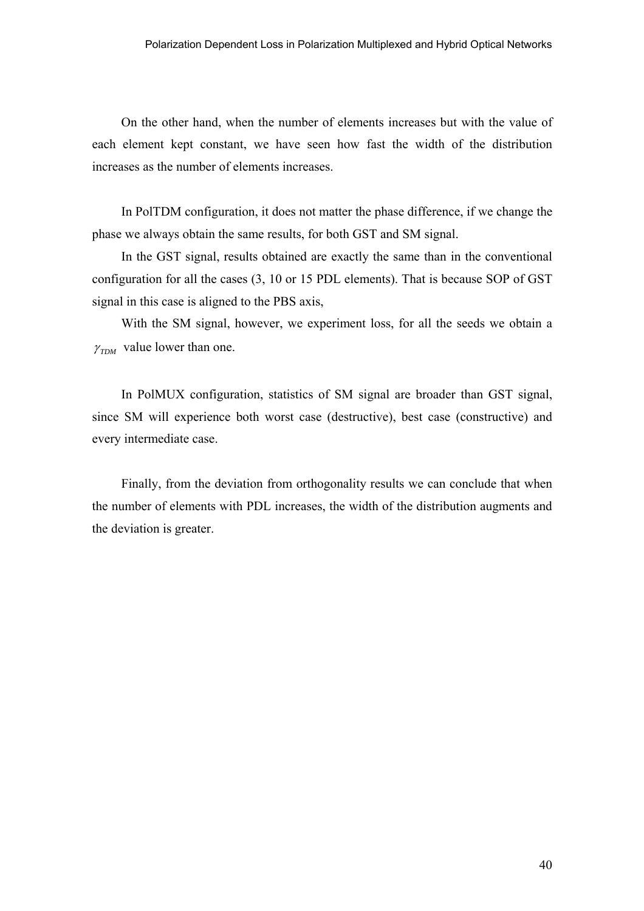On the other hand, when the number of elements increases but with the value of each element kept constant, we have seen how fast the width of the distribution increases as the number of elements increases.

In PolTDM configuration, it does not matter the phase difference, if we change the phase we always obtain the same results, for both GST and SM signal.

In the GST signal, results obtained are exactly the same than in the conventional configuration for all the cases (3, 10 or 15 PDL elements). That is because SOP of GST signal in this case is aligned to the PBS axis,

With the SM signal, however, we experiment loss, for all the seeds we obtain a $\gamma_{TDM}$ value lower than one.

In PolMUX configuration, statistics of SM signal are broader than GST signal, since SM will experience both worst case (destructive), best case (constructive) and every intermediate case.

Finally, from the deviation from orthogonality results we can conclude that when the number of elements with PDL increases, the width of the distribution augments and the deviation is greater.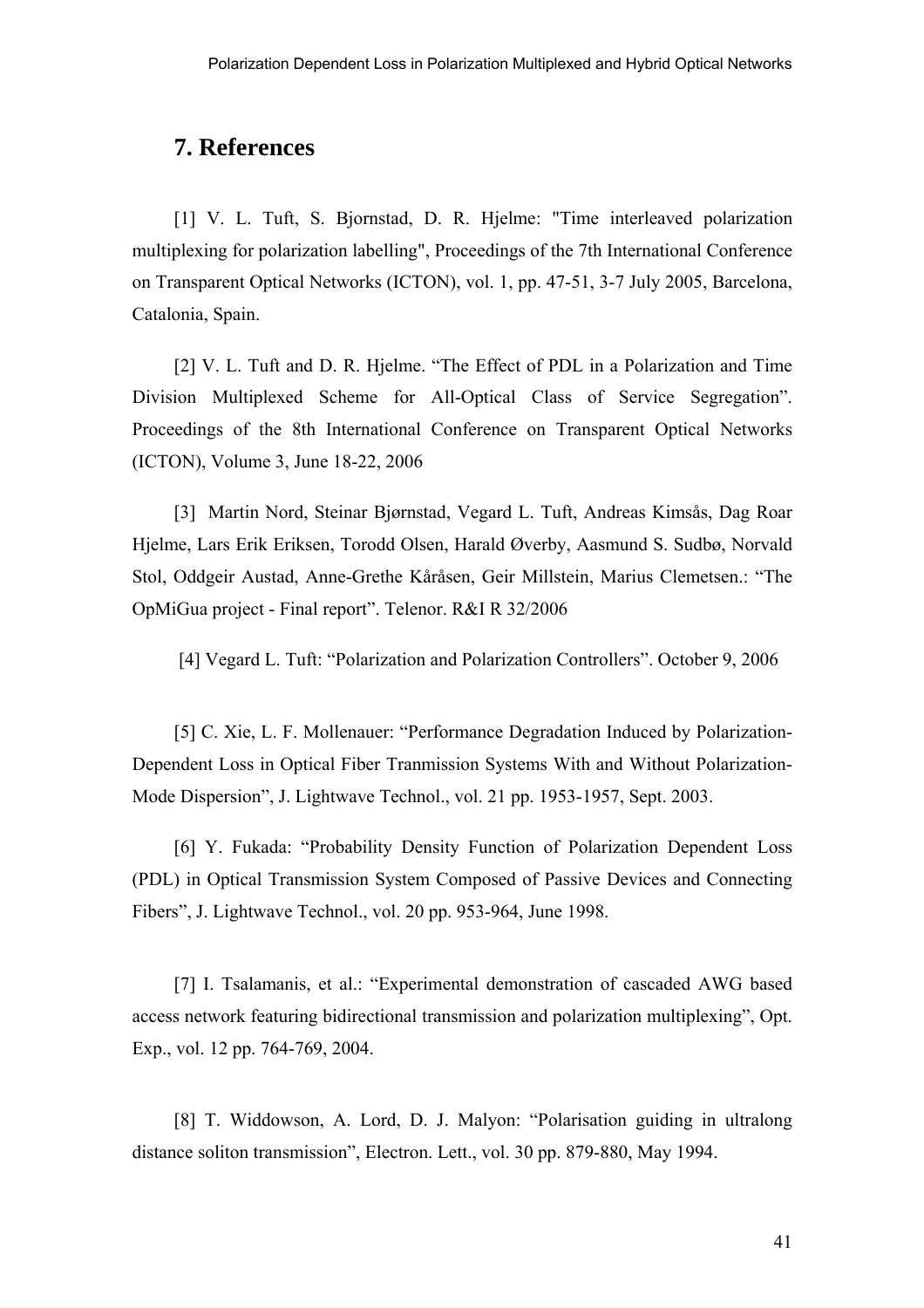## 7. References

[1] V. L. Tuft, S. Bjornstad, D. R. Hjelme: "Time interleaved polarization multiplexing for polarization labelling", Proceedings of the 7th International Conference on Transparent Optical Networks (ICTON), vol. 1, pp. 47-51, 3-7 July 2005, Barcelona, Catalonia, Spain.

[2] V. L. Tuft and D. R. Hjelme. "The Effect of PDL in a Polarization and Time Division Multiplexed Scheme for All-Optical Class of Service Segregation". Proceedings of the 8th International Conference on Transparent Optical Networks (ICTON), Volume 3, June 18-22, 2006

[3] Martin Nord, Steinar Bjørnstad, Vegard L. Tuft, Andreas Kimsås, Dag Roar Hjelme, Lars Erik Eriksen, Torodd Olsen, Harald Øverby, Aasmund S. Sudbø, Norvald Stol, Oddgeir Austad, Anne-Grethe Kåråsen, Geir Millstein, Marius Clemetsen.: "The OpMiGua project - Final report". Telenor. R&I R 32/2006

[4] Vegard L. Tuft: "Polarization and Polarization Controllers". October 9, 2006

[5] C. Xie, L. F. Mollenauer: "Performance Degradation Induced by Polarization-Dependent Loss in Optical Fiber Tranmission Systems With and Without Polarization-Mode Dispersion", J. Lightwave Technol., vol. 21 pp. 1953-1957, Sept. 2003.

[6] Y. Fukada: "Probability Density Function of Polarization Dependent Loss (PDL) in Optical Transmission System Composed of Passive Devices and Connecting Fibers", J. Lightwave Technol., vol. 20 pp. 953-964, June 1998.

[7] I. Tsalamanis, et al.: "Experimental demonstration of cascaded AWG based access network featuring bidirectional transmission and polarization multiplexing", Opt. Exp., vol. 12 pp. 764-769, 2004.

[8] T. Widdowson, A. Lord, D. J. Malyon: "Polarisation guiding in ultralong distance soliton transmission", Electron. Lett., vol. 30 pp. 879-880, May 1994.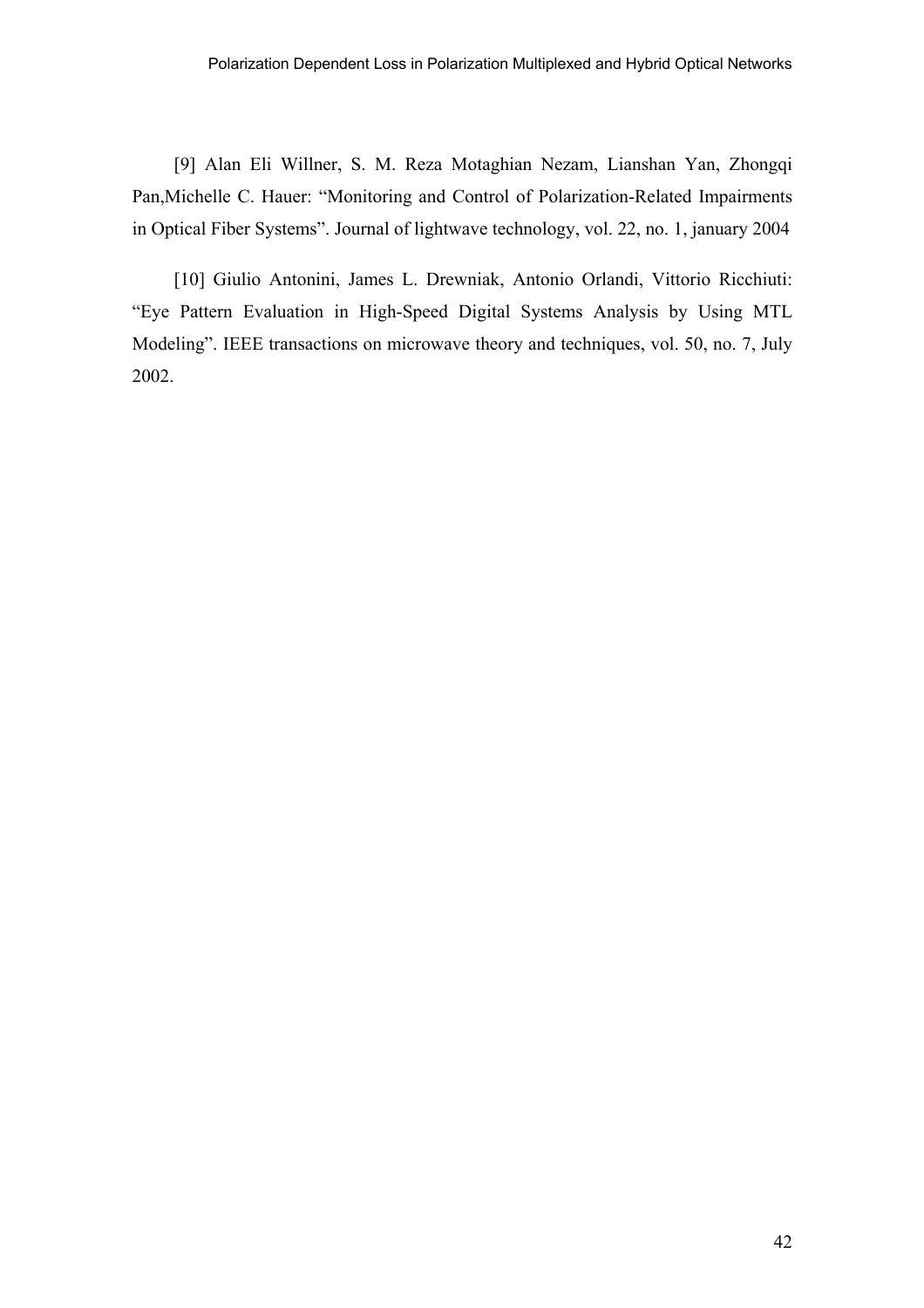[9] Alan Eli Willner, S. M. Reza Motaghian Nezam, Lianshan Yan, Zhongqi Pan,Michelle C. Hauer: "Monitoring and Control of Polarization-Related Impairments in Optical Fiber Systems". Journal of lightwave technology, vol. 22, no. 1, january 2004

[10] Giulio Antonini, James L. Drewniak, Antonio Orlandi, Vittorio Ricchiuti: "Eye Pattern Evaluation in High-Speed Digital Systems Analysis by Using MTL Modeling". IEEE transactions on microwave theory and techniques, vol. 50, no. 7, July 2002.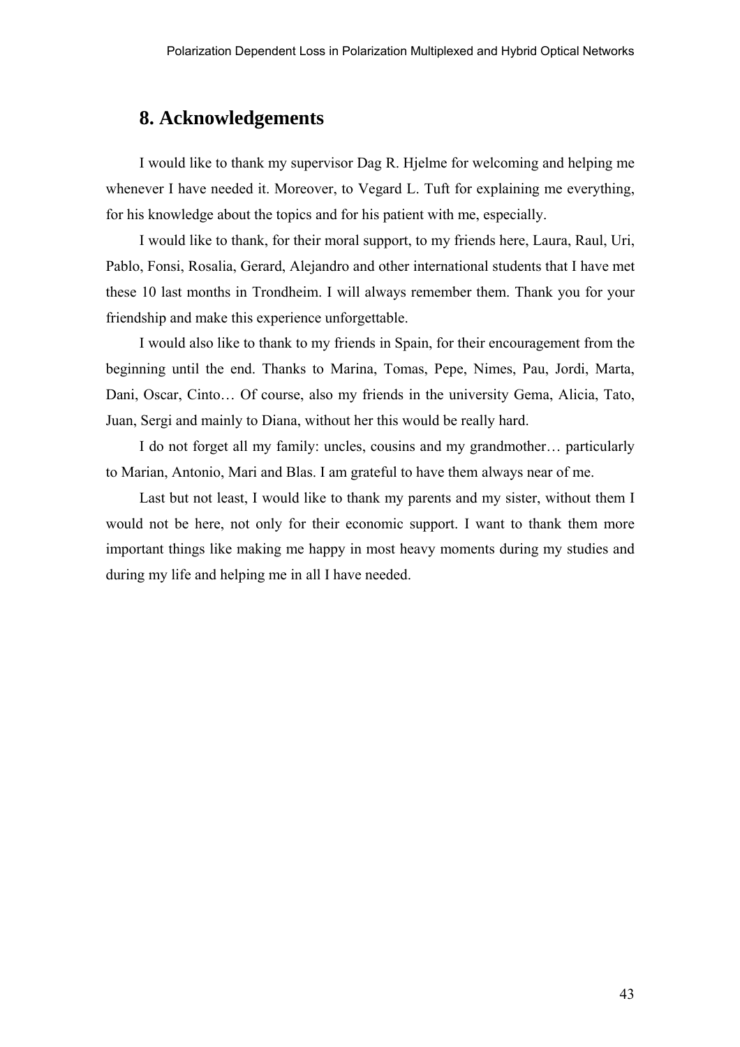# 8. Acknowledgements

I would like to thank my supervisor Dag R. Hjelme for welcoming and helping me whenever I have needed it. Moreover, to Vegard L. Tuft for explaining me everything, for his knowledge about the topics and for his patient with me, especially.

I would like to thank, for their moral support, to my friends here, Laura, Raul, Uri, Pablo, Fonsi, Rosalia, Gerard, Alejandro and other international students that I have met these 10 last months in Trondheim. I will always remember them. Thank you for your friendship and make this experience unforgettable.

I would also like to thank to my friends in Spain, for their encouragement from the beginning until the end. Thanks to Marina, Tomas, Pepe, Nimes, Pau, Jordi, Marta, Dani, Oscar, Cinto… Of course, also my friends in the university Gema, Alicia, Tato, Juan, Sergi and mainly to Diana, without her this would be really hard.

I do not forget all my family: uncles, cousins and my grandmother… particularly to Marian, Antonio, Mari and Blas. I am grateful to have them always near of me.

Last but not least, I would like to thank my parents and my sister, without them I would not be here, not only for their economic support. I want to thank them more important things like making me happy in most heavy moments during my studies and during my life and helping me in all I have needed.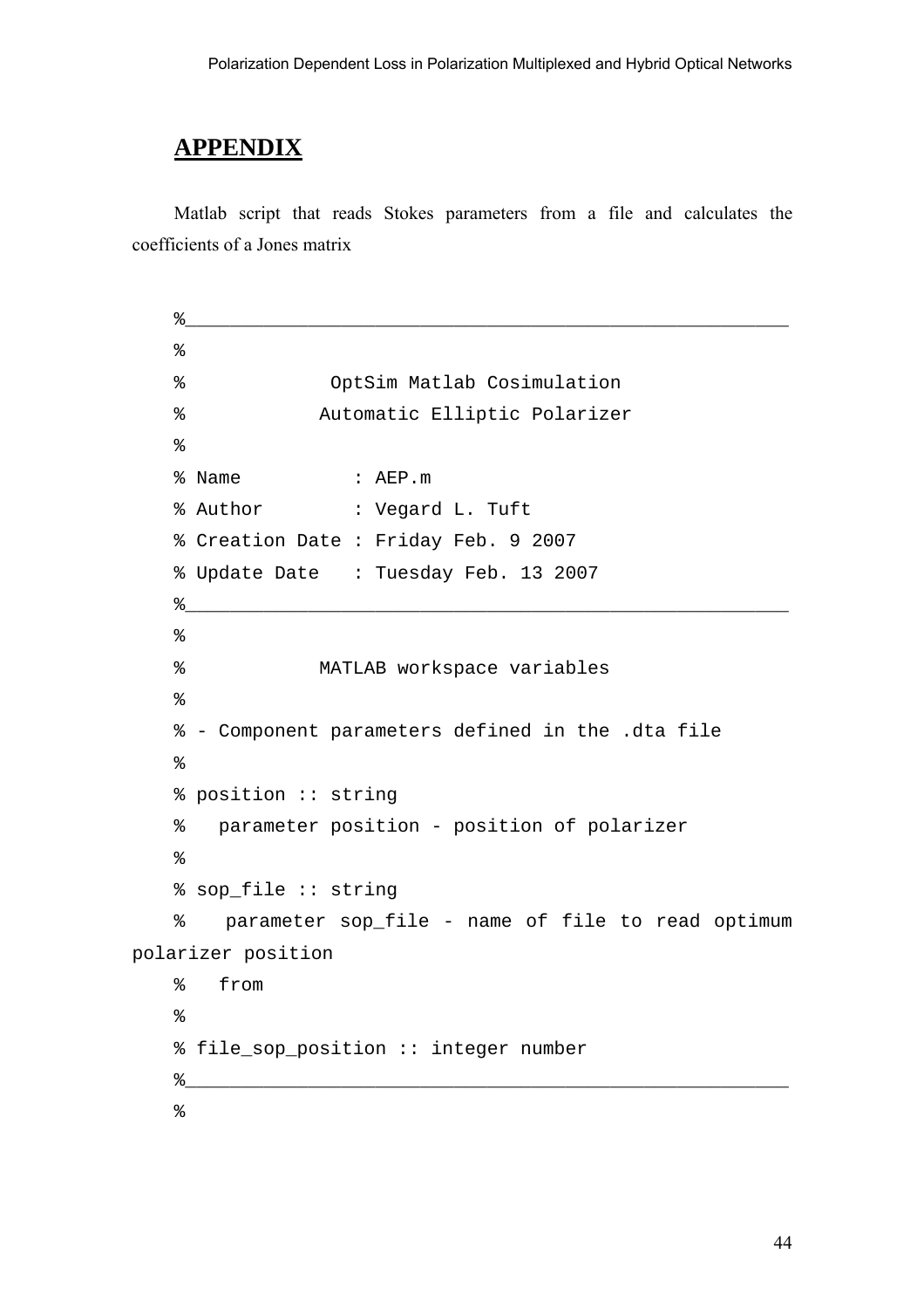# APPENDIX

Matlab script that reads Stokes parameters from a file and calculates the coefficients of a Jones matrix

```
%__________________________________________________________
%
%             OptSim Matlab Cosimulation
%            Automatic Elliptic Polarizer
%
% Name          : AEP.m
% Author        : Vegard L. Tuft
% Creation Date : Friday Feb. 9 2007
% Update Date   : Tuesday Feb. 13 2007
%__________________________________________________________
%
%            MATLAB workspace variables
%
% - Component parameters defined in the .dta file
%
% position :: string
%   parameter position - position of polarizer
%
% sop_file :: string
%    parameter sop_file - name of file to read optimum polarizer position
%   from
%
% file_sop_position :: integer number
%__________________________________________________________
%
```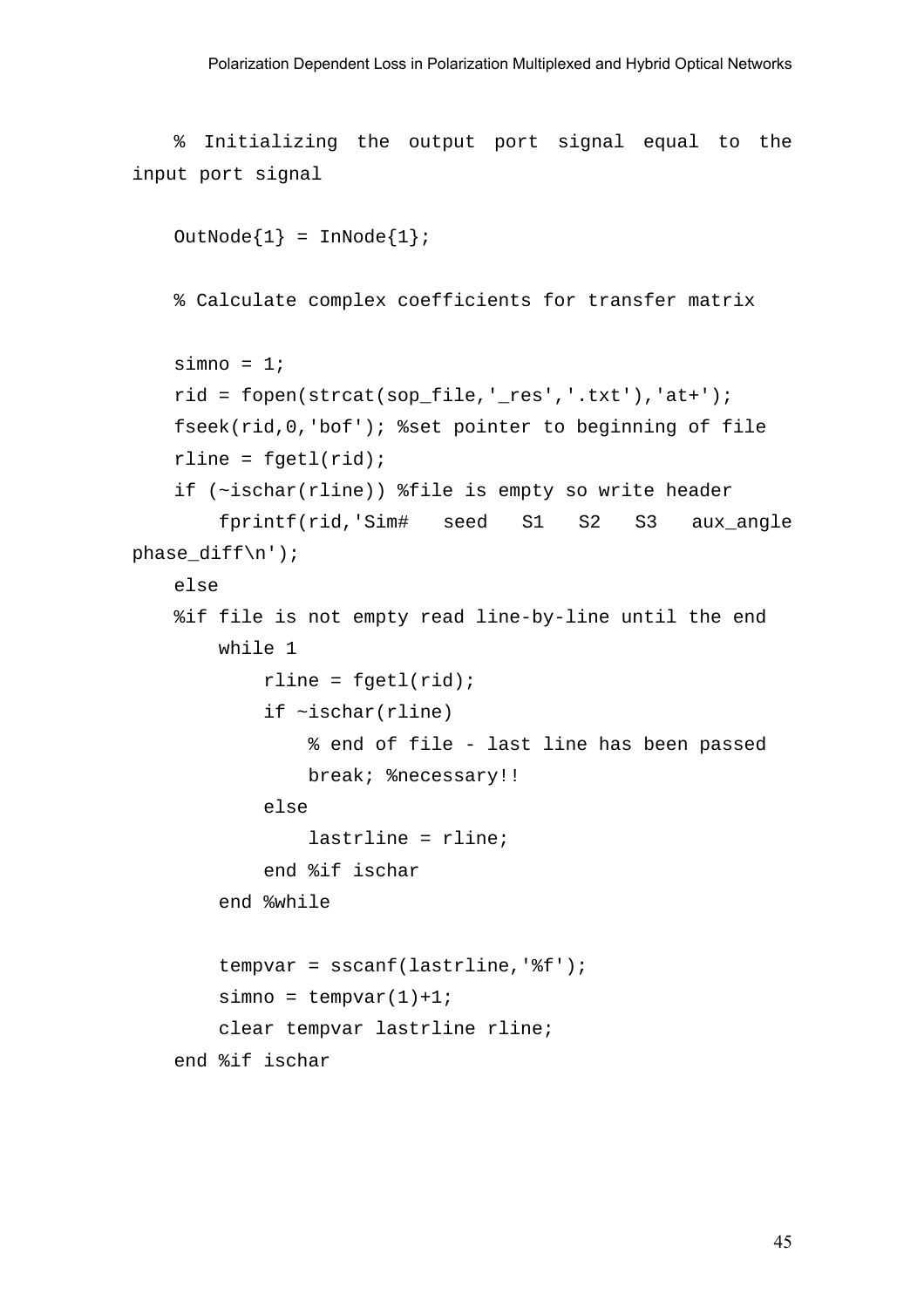```
    % Initializing the output port signal equal to the input port signal

    OutNode{1} = InNode{1};

    % Calculate complex coefficients for transfer matrix

    simno = 1;
    rid = fopen(strcat(sop_file,'_res','.txt'),'at+');
    fseek(rid,0,'bof'); %set pointer to beginning of file
    rline = fgetl(rid);
    if (~ischar(rline)) %file is empty so write header
        fprintf(rid,'Sim#   seed   S1   S2   S3   aux_angle phase_diff\n');
    else
    %if file is not empty read line-by-line until the end
        while 1
            rline = fgetl(rid);
            if ~ischar(rline)
                % end of file - last line has been passed
                break; %necessary!!
            else
                lastrline = rline;
            end %if ischar
        end %while

        tempvar = sscanf(lastrline,'%f');
        simno = tempvar(1)+1;
        clear tempvar lastrline rline;
    end %if ischar
```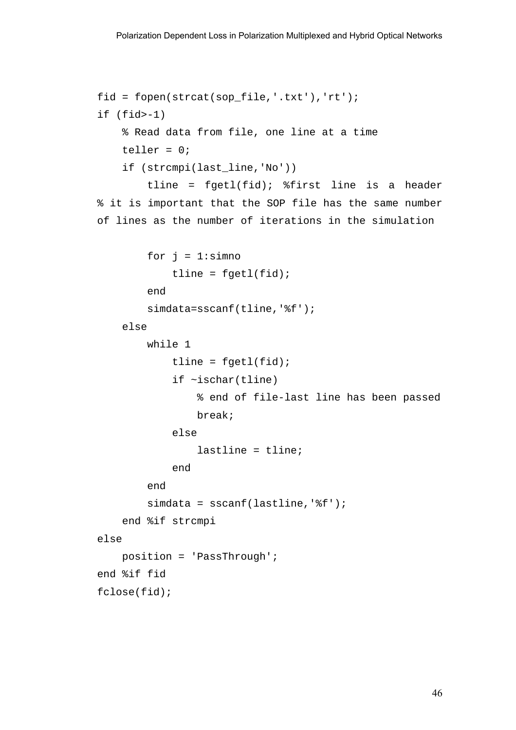```
fid = fopen(strcat(sop_file,'.txt'),'rt');
if (fid>-1)
    % Read data from file, one line at a time
    teller = 0;
    if (strcmpi(last_line,'No'))
        tline = fgetl(fid); %first line is a header
% it is important that the SOP file has the same number
of lines as the number of iterations in the simulation

        for j = 1:simno
            tline = fgetl(fid);
        end
        simdata=sscanf(tline,'%f');
    else
        while 1
            tline = fgetl(fid);
            if ~ischar(tline)
                % end of file-last line has been passed
                break;
            else
                lastline = tline;
            end
        end
        simdata = sscanf(lastline,'%f');
    end %if strcmpi
else
    position = 'PassThrough';
end %if fid
fclose(fid);
```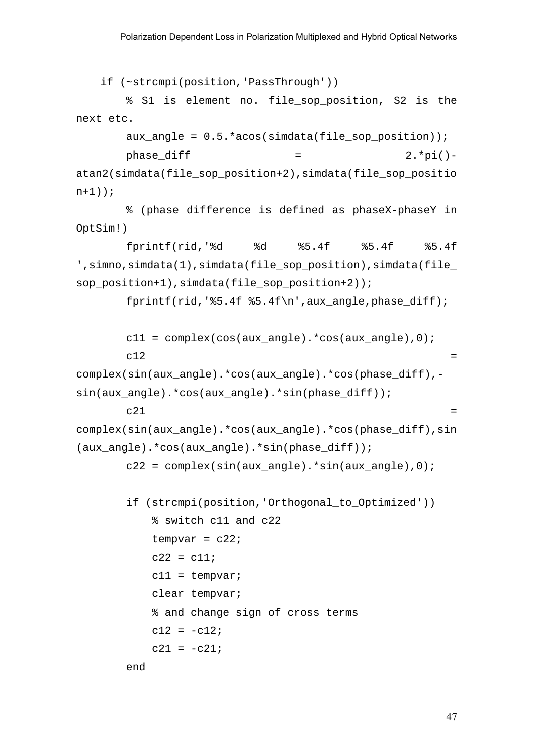```
    if (~strcmpi(position,'PassThrough'))
        % S1 is element no. file_sop_position, S2 is the next etc.
        aux_angle = 0.5.*acos(simdata(file_sop_position));
        phase_diff = 2.*pi()-atan2(simdata(file_sop_position+2),simdata(file_sop_position+1));
        % (phase difference is defined as phaseX-phaseY in OptSim!)
        fprintf(rid,'%d     %d     %5.4f     %5.4f     %5.4f ',simno,simdata(1),simdata(file_sop_position),simdata(file_sop_position+1),simdata(file_sop_position+2));
        fprintf(rid,'%5.4f %5.4f\n',aux_angle,phase_diff);

        c11 = complex(cos(aux_angle).*cos(aux_angle),0);
        c12 = complex(sin(aux_angle).*cos(aux_angle).*cos(phase_diff),-sin(aux_angle).*cos(aux_angle).*sin(phase_diff));
        c21 = complex(sin(aux_angle).*cos(aux_angle).*cos(phase_diff),sin(aux_angle).*cos(aux_angle).*sin(phase_diff));
        c22 = complex(sin(aux_angle).*sin(aux_angle),0);

        if (strcmpi(position,'Orthogonal_to_Optimized'))
            % switch c11 and c22
            tempvar = c22;
            c22 = c11;
            c11 = tempvar;
            clear tempvar;
            % and change sign of cross terms
            c12 = -c12;
            c21 = -c21;
        end
```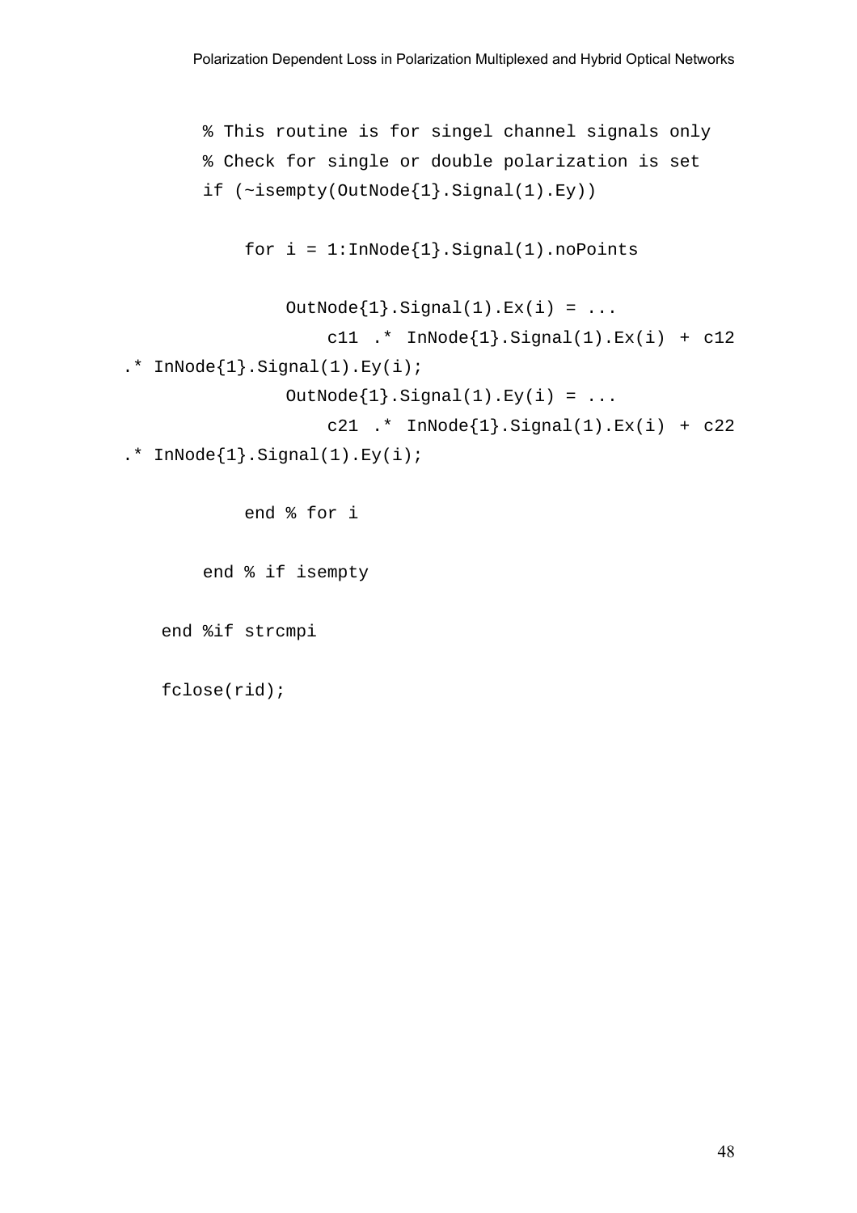```
        % This routine is for singel channel signals only
        % Check for single or double polarization is set
        if (~isempty(OutNode{1}.Signal(1).Ey))

            for i = 1:InNode{1}.Signal(1).noPoints

                OutNode{1}.Signal(1).Ex(i) = ...
                    c11 .* InNode{1}.Signal(1).Ex(i) + c12 .* InNode{1}.Signal(1).Ey(i);
                OutNode{1}.Signal(1).Ey(i) = ...
                    c21 .* InNode{1}.Signal(1).Ex(i) + c22 .* InNode{1}.Signal(1).Ey(i);

            end % for i

        end % if isempty

    end %if strcmpi

    fclose(rid);
```